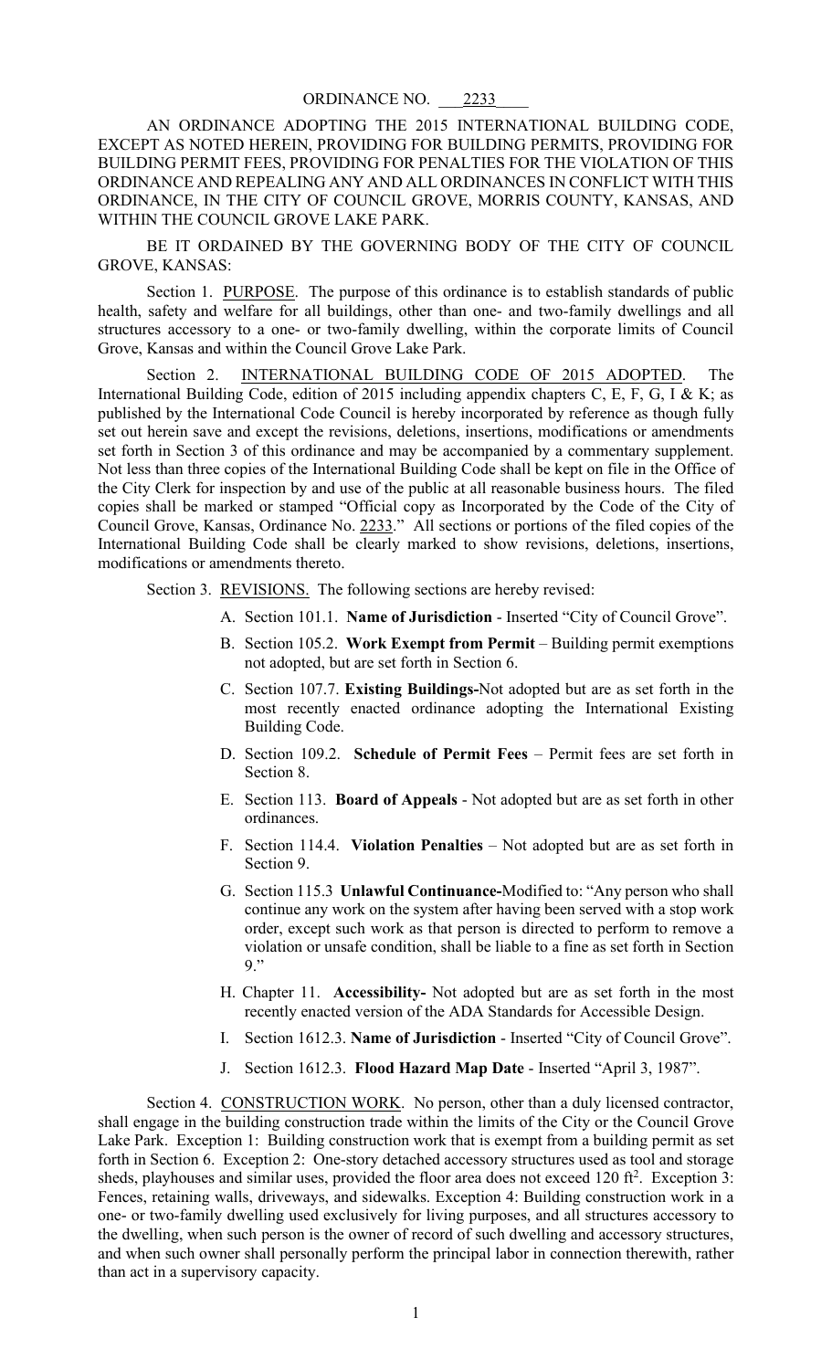ORDINANCE NO. 2233

AN ORDINANCE ADOPTING THE 2015 INTERNATIONAL BUILDING CODE, EXCEPT AS NOTED HEREIN, PROVIDING FOR BUILDING PERMITS, PROVIDING FOR BUILDING PERMIT FEES, PROVIDING FOR PENALTIES FOR THE VIOLATION OF THIS ORDINANCE AND REPEALING ANY AND ALL ORDINANCES IN CONFLICT WITH THIS ORDINANCE, IN THE CITY OF COUNCIL GROVE, MORRIS COUNTY, KANSAS, AND WITHIN THE COUNCIL GROVE LAKE PARK.

BE IT ORDAINED BY THE GOVERNING BODY OF THE CITY OF COUNCIL GROVE, KANSAS:

Section 1. PURPOSE. The purpose of this ordinance is to establish standards of public health, safety and welfare for all buildings, other than one- and two-family dwellings and all structures accessory to a one- or two-family dwelling, within the corporate limits of Council Grove, Kansas and within the Council Grove Lake Park.

Section 2. INTERNATIONAL BUILDING CODE OF 2015 ADOPTED. The International Building Code, edition of 2015 including appendix chapters C, E, F, G, I & K; as published by the International Code Council is hereby incorporated by reference as though fully set out herein save and except the revisions, deletions, insertions, modifications or amendments set forth in Section 3 of this ordinance and may be accompanied by a commentary supplement. Not less than three copies of the International Building Code shall be kept on file in the Office of the City Clerk for inspection by and use of the public at all reasonable business hours. The filed copies shall be marked or stamped "Official copy as Incorporated by the Code of the City of Council Grove, Kansas, Ordinance No. 2233." All sections or portions of the filed copies of the International Building Code shall be clearly marked to show revisions, deletions, insertions, modifications or amendments thereto.

Section 3. REVISIONS. The following sections are hereby revised:

A. Section 101.1. **Name of Jurisdiction** - Inserted "City of Council Grove".

B. Section 105.2. **Work Exempt from Permit** – Building permit exemptions not adopted, but are set forth in Section 6.

C. Section 107.7. **Existing Buildings-**Not adopted but are as set forth in the most recently enacted ordinance adopting the International Existing Building Code.

D. Section 109.2. **Schedule of Permit Fees** – Permit fees are set forth in Section 8.

E. Section 113. **Board of Appeals** - Not adopted but are as set forth in other ordinances.

F. Section 114.4. **Violation Penalties** – Not adopted but are as set forth in Section 9.

G. Section 115.3 **Unlawful Continuance-**Modified to: "Any person who shall continue any work on the system after having been served with a stop work order, except such work as that person is directed to perform to remove a violation or unsafe condition, shall be liable to a fine as set forth in Section 9."

H. Chapter 11. **Accessibility-** Not adopted but are as set forth in the most recently enacted version of the ADA Standards for Accessible Design.

I. Section 1612.3. **Name of Jurisdiction** - Inserted "City of Council Grove".

J. Section 1612.3. **Flood Hazard Map Date** - Inserted "April 3, 1987".

Section 4. CONSTRUCTION WORK. No person, other than a duly licensed contractor, shall engage in the building construction trade within the limits of the City or the Council Grove Lake Park. Exception 1: Building construction work that is exempt from a building permit as set forth in Section 6. Exception 2: One-story detached accessory structures used as tool and storage sheds, playhouses and similar uses, provided the floor area does not exceed 120 ft$^2$. Exception 3: Fences, retaining walls, driveways, and sidewalks. Exception 4: Building construction work in a one- or two-family dwelling used exclusively for living purposes, and all structures accessory to the dwelling, when such person is the owner of record of such dwelling and accessory structures, and when such owner shall personally perform the principal labor in connection therewith, rather than act in a supervisory capacity.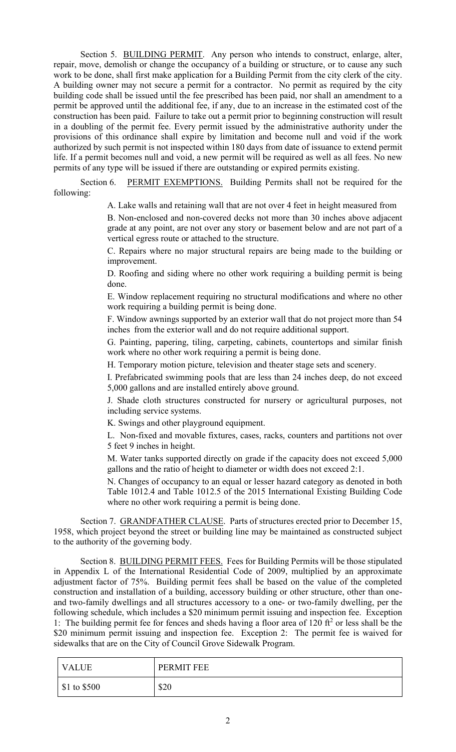Section 5. BUILDING PERMIT. Any person who intends to construct, enlarge, alter, repair, move, demolish or change the occupancy of a building or structure, or to cause any such work to be done, shall first make application for a Building Permit from the city clerk of the city. A building owner may not secure a permit for a contractor. No permit as required by the city building code shall be issued until the fee prescribed has been paid, nor shall an amendment to a permit be approved until the additional fee, if any, due to an increase in the estimated cost of the construction has been paid. Failure to take out a permit prior to beginning construction will result in a doubling of the permit fee. Every permit issued by the administrative authority under the provisions of this ordinance shall expire by limitation and become null and void if the work authorized by such permit is not inspected within 180 days from date of issuance to extend permit life. If a permit becomes null and void, a new permit will be required as well as all fees. No new permits of any type will be issued if there are outstanding or expired permits existing.

Section 6. PERMIT EXEMPTIONS. Building Permits shall not be required for the following:

A. Lake walls and retaining wall that are not over 4 feet in height measured from

B. Non-enclosed and non-covered decks not more than 30 inches above adjacent grade at any point, are not over any story or basement below and are not part of a vertical egress route or attached to the structure.

C. Repairs where no major structural repairs are being made to the building or improvement.

D. Roofing and siding where no other work requiring a building permit is being done.

E. Window replacement requiring no structural modifications and where no other work requiring a building permit is being done.

F. Window awnings supported by an exterior wall that do not project more than 54 inches from the exterior wall and do not require additional support.

G. Painting, papering, tiling, carpeting, cabinets, countertops and similar finish work where no other work requiring a permit is being done.

H. Temporary motion picture, television and theater stage sets and scenery.

I. Prefabricated swimming pools that are less than 24 inches deep, do not exceed 5,000 gallons and are installed entirely above ground.

J. Shade cloth structures constructed for nursery or agricultural purposes, not including service systems.

K. Swings and other playground equipment.

L. Non-fixed and movable fixtures, cases, racks, counters and partitions not over 5 feet 9 inches in height.

M. Water tanks supported directly on grade if the capacity does not exceed 5,000 gallons and the ratio of height to diameter or width does not exceed 2:1.

N. Changes of occupancy to an equal or lesser hazard category as denoted in both Table 1012.4 and Table 1012.5 of the 2015 International Existing Building Code where no other work requiring a permit is being done.

Section 7. GRANDFATHER CLAUSE. Parts of structures erected prior to December 15, 1958, which project beyond the street or building line may be maintained as constructed subject to the authority of the governing body.

Section 8. BUILDING PERMIT FEES. Fees for Building Permits will be those stipulated in Appendix L of the International Residential Code of 2009, multiplied by an approximate adjustment factor of 75%. Building permit fees shall be based on the value of the completed construction and installation of a building, accessory building or other structure, other than one- and two-family dwellings and all structures accessory to a one- or two-family dwelling, per the following schedule, which includes a $20 minimum permit issuing and inspection fee. Exception 1: The building permit fee for fences and sheds having a floor area of 120 $ft^2$ or less shall be the $20 minimum permit issuing and inspection fee. Exception 2: The permit fee is waived for sidewalks that are on the City of Council Grove Sidewalk Program.

| VALUE | PERMIT FEE |
|---|---|
| $1 to $500 | $20 |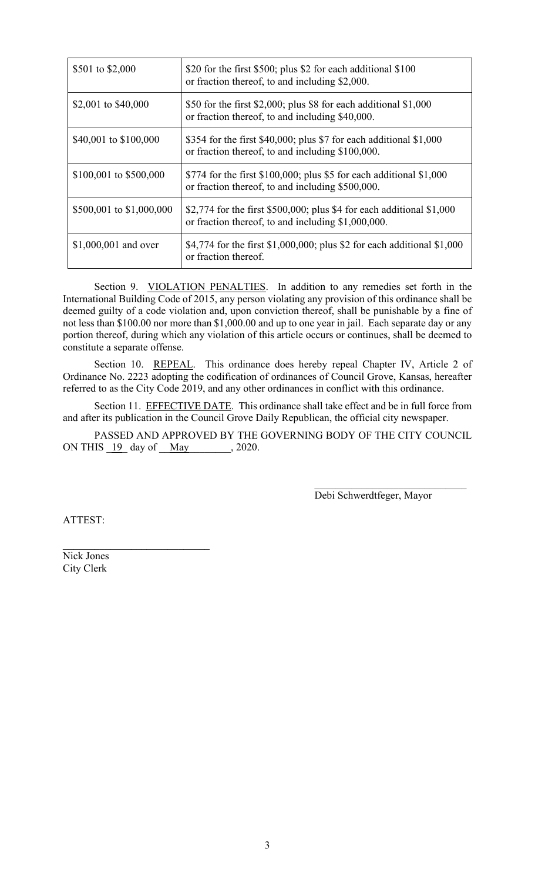| | |
|---|---|
| \$501 to \$2,000 | \$20 for the first \$500; plus \$2 for each additional \$100 or fraction thereof, to and including \$2,000. |
| \$2,001 to \$40,000 | \$50 for the first \$2,000; plus \$8 for each additional \$1,000 or fraction thereof, to and including \$40,000. |
| \$40,001 to \$100,000 | \$354 for the first \$40,000; plus \$7 for each additional \$1,000 or fraction thereof, to and including \$100,000. |
| \$100,001 to \$500,000 | \$774 for the first \$100,000; plus \$5 for each additional \$1,000 or fraction thereof, to and including \$500,000. |
| \$500,001 to \$1,000,000 | \$2,774 for the first \$500,000; plus \$4 for each additional \$1,000 or fraction thereof, to and including \$1,000,000. |
| \$1,000,001 and over | \$4,774 for the first \$1,000,000; plus \$2 for each additional \$1,000 or fraction thereof. |

Section 9. VIOLATION PENALTIES. In addition to any remedies set forth in the International Building Code of 2015, any person violating any provision of this ordinance shall be deemed guilty of a code violation and, upon conviction thereof, shall be punishable by a fine of not less than \$100.00 nor more than \$1,000.00 and up to one year in jail. Each separate day or any portion thereof, during which any violation of this article occurs or continues, shall be deemed to constitute a separate offense.

Section 10. REPEAL. This ordinance does hereby repeal Chapter IV, Article 2 of Ordinance No. 2223 adopting the codification of ordinances of Council Grove, Kansas, hereafter referred to as the City Code 2019, and any other ordinances in conflict with this ordinance.

Section 11. EFFECTIVE DATE. This ordinance shall take effect and be in full force from and after its publication in the Council Grove Daily Republican, the official city newspaper.

PASSED AND APPROVED BY THE GOVERNING BODY OF THE CITY COUNCIL ON THIS 19 day of May, 2020.

\_\_\_\_\_\_\_\_\_\_\_\_\_\_\_\_\_\_\_\_\_\_\_\_\_\_\_\_\_\_
Debi Schwerdtfeger, Mayor

ATTEST:

\_\_\_\_\_\_\_\_\_\_\_\_\_\_\_\_\_\_\_\_\_\_\_\_\_\_\_\_\_\_
Nick Jones
City Clerk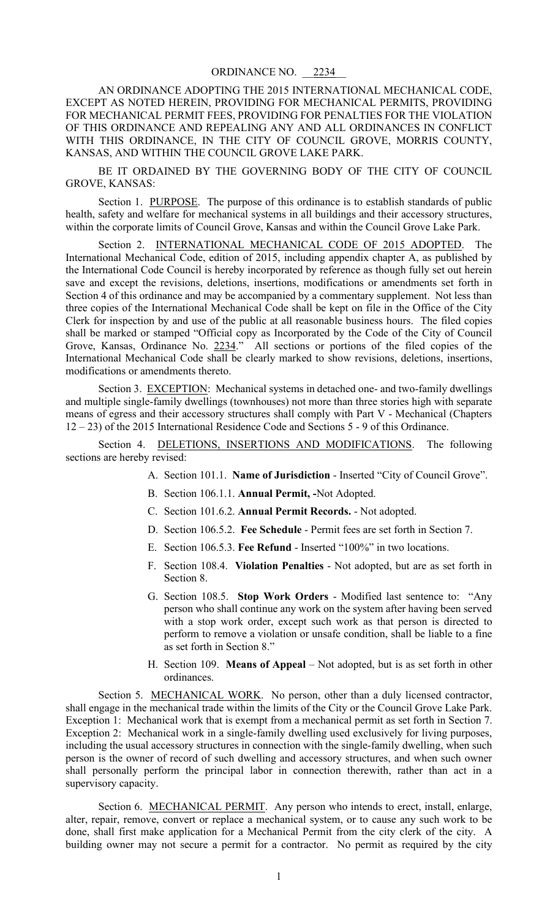ORDINANCE NO. __2234__

AN ORDINANCE ADOPTING THE 2015 INTERNATIONAL MECHANICAL CODE, EXCEPT AS NOTED HEREIN, PROVIDING FOR MECHANICAL PERMITS, PROVIDING FOR MECHANICAL PERMIT FEES, PROVIDING FOR PENALTIES FOR THE VIOLATION OF THIS ORDINANCE AND REPEALING ANY AND ALL ORDINANCES IN CONFLICT WITH THIS ORDINANCE, IN THE CITY OF COUNCIL GROVE, MORRIS COUNTY, KANSAS, AND WITHIN THE COUNCIL GROVE LAKE PARK.

BE IT ORDAINED BY THE GOVERNING BODY OF THE CITY OF COUNCIL GROVE, KANSAS:

Section 1. PURPOSE. The purpose of this ordinance is to establish standards of public health, safety and welfare for mechanical systems in all buildings and their accessory structures, within the corporate limits of Council Grove, Kansas and within the Council Grove Lake Park.

Section 2. INTERNATIONAL MECHANICAL CODE OF 2015 ADOPTED. The International Mechanical Code, edition of 2015, including appendix chapter A, as published by the International Code Council is hereby incorporated by reference as though fully set out herein save and except the revisions, deletions, insertions, modifications or amendments set forth in Section 4 of this ordinance and may be accompanied by a commentary supplement. Not less than three copies of the International Mechanical Code shall be kept on file in the Office of the City Clerk for inspection by and use of the public at all reasonable business hours. The filed copies shall be marked or stamped "Official copy as Incorporated by the Code of the City of Council Grove, Kansas, Ordinance No. 2234." All sections or portions of the filed copies of the International Mechanical Code shall be clearly marked to show revisions, deletions, insertions, modifications or amendments thereto.

Section 3. EXCEPTION: Mechanical systems in detached one- and two-family dwellings and multiple single-family dwellings (townhouses) not more than three stories high with separate means of egress and their accessory structures shall comply with Part V - Mechanical (Chapters 12 – 23) of the 2015 International Residence Code and Sections 5 - 9 of this Ordinance.

Section 4. DELETIONS, INSERTIONS AND MODIFICATIONS. The following sections are hereby revised:

A. Section 101.1. **Name of Jurisdiction** - Inserted "City of Council Grove".

B. Section 106.1.1. **Annual Permit, -**Not Adopted.

C. Section 101.6.2. **Annual Permit Records.** - Not adopted.

D. Section 106.5.2. **Fee Schedule** - Permit fees are set forth in Section 7.

E. Section 106.5.3. **Fee Refund** - Inserted "100%" in two locations.

F. Section 108.4. **Violation Penalties** - Not adopted, but are as set forth in Section 8.

G. Section 108.5. **Stop Work Orders** - Modified last sentence to: "Any person who shall continue any work on the system after having been served with a stop work order, except such work as that person is directed to perform to remove a violation or unsafe condition, shall be liable to a fine as set forth in Section 8."

H. Section 109. **Means of Appeal** – Not adopted, but is as set forth in other ordinances.

Section 5. MECHANICAL WORK. No person, other than a duly licensed contractor, shall engage in the mechanical trade within the limits of the City or the Council Grove Lake Park. Exception 1: Mechanical work that is exempt from a mechanical permit as set forth in Section 7. Exception 2: Mechanical work in a single-family dwelling used exclusively for living purposes, including the usual accessory structures in connection with the single-family dwelling, when such person is the owner of record of such dwelling and accessory structures, and when such owner shall personally perform the principal labor in connection therewith, rather than act in a supervisory capacity.

Section 6. MECHANICAL PERMIT. Any person who intends to erect, install, enlarge, alter, repair, remove, convert or replace a mechanical system, or to cause any such work to be done, shall first make application for a Mechanical Permit from the city clerk of the city. A building owner may not secure a permit for a contractor. No permit as required by the city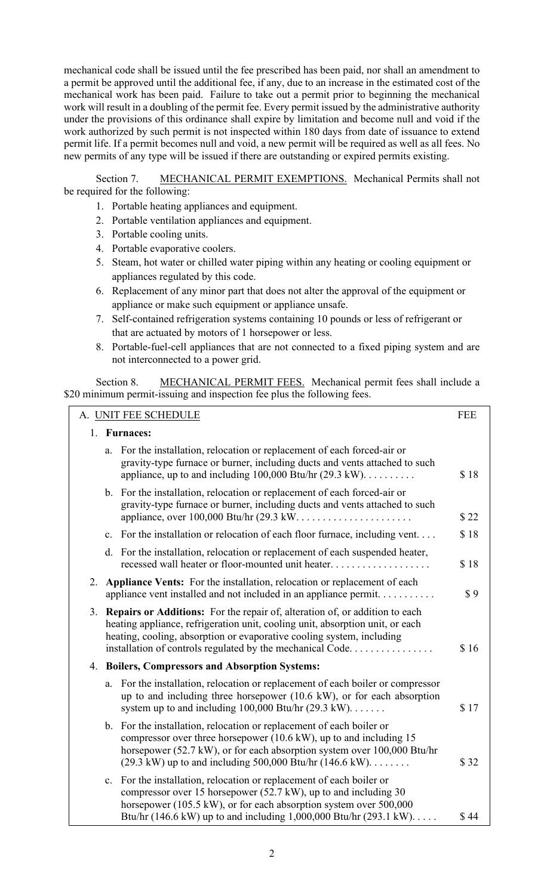mechanical code shall be issued until the fee prescribed has been paid, nor shall an amendment to a permit be approved until the additional fee, if any, due to an increase in the estimated cost of the mechanical work has been paid. Failure to take out a permit prior to beginning the mechanical work will result in a doubling of the permit fee. Every permit issued by the administrative authority under the provisions of this ordinance shall expire by limitation and become null and void if the work authorized by such permit is not inspected within 180 days from date of issuance to extend permit life. If a permit becomes null and void, a new permit will be required as well as all fees. No new permits of any type will be issued if there are outstanding or expired permits existing.

Section 7. MECHANICAL PERMIT EXEMPTIONS. Mechanical Permits shall not be required for the following:

1. Portable heating appliances and equipment.
2. Portable ventilation appliances and equipment.
3. Portable cooling units.
4. Portable evaporative coolers.
5. Steam, hot water or chilled water piping within any heating or cooling equipment or appliances regulated by this code.
6. Replacement of any minor part that does not alter the approval of the equipment or appliance or make such equipment or appliance unsafe.
7. Self-contained refrigeration systems containing 10 pounds or less of refrigerant or that are actuated by motors of 1 horsepower or less.
8. Portable-fuel-cell appliances that are not connected to a fixed piping system and are not interconnected to a power grid.

Section 8. MECHANICAL PERMIT FEES. Mechanical permit fees shall include a $20 minimum permit-issuing and inspection fee plus the following fees.

| A. UNIT FEE SCHEDULE | FEE |
|---|---|
| 1. **Furnaces:** | |
| a. For the installation, relocation or replacement of each forced-air or gravity-type furnace or burner, including ducts and vents attached to such appliance, up to and including 100,000 Btu/hr (29.3 kW). . . . . . . . . | $ 18 |
| b. For the installation, relocation or replacement of each forced-air or gravity-type furnace or burner, including ducts and vents attached to such appliance, over 100,000 Btu/hr (29.3 kW. . . . . . . . . . . . . . . . . . . . . | $ 22 |
| c. For the installation or relocation of each floor furnace, including vent. . . . | $ 18 |
| d. For the installation, relocation or replacement of each suspended heater, recessed wall heater or floor-mounted unit heater. . . . . . . . . . . . . . . . . . | $ 18 |
| 2. **Appliance Vents:** For the installation, relocation or replacement of each appliance vent installed and not included in an appliance permit. . . . . . . . . . | $ 9 |
| 3. **Repairs or Additions:** For the repair of, alteration of, or addition to each heating appliance, refrigeration unit, cooling unit, absorption unit, or each heating, cooling, absorption or evaporative cooling system, including installation of controls regulated by the mechanical Code. . . . . . . . . . . . . . . | $ 16 |
| 4. **Boilers, Compressors and Absorption Systems:** | |
| a. For the installation, relocation or replacement of each boiler or compressor up to and including three horsepower (10.6 kW), or for each absorption system up to and including 100,000 Btu/hr (29.3 kW). . . . . . . | $ 17 |
| b. For the installation, relocation or replacement of each boiler or compressor over three horsepower (10.6 kW), up to and including 15 horsepower (52.7 kW), or for each absorption system over 100,000 Btu/hr (29.3 kW) up to and including 500,000 Btu/hr (146.6 kW). . . . . . . . | $ 32 |
| c. For the installation, relocation or replacement of each boiler or compressor over 15 horsepower (52.7 kW), up to and including 30 horsepower (105.5 kW), or for each absorption system over 500,000 Btu/hr (146.6 kW) up to and including 1,000,000 Btu/hr (293.1 kW). . . . . | $ 44 |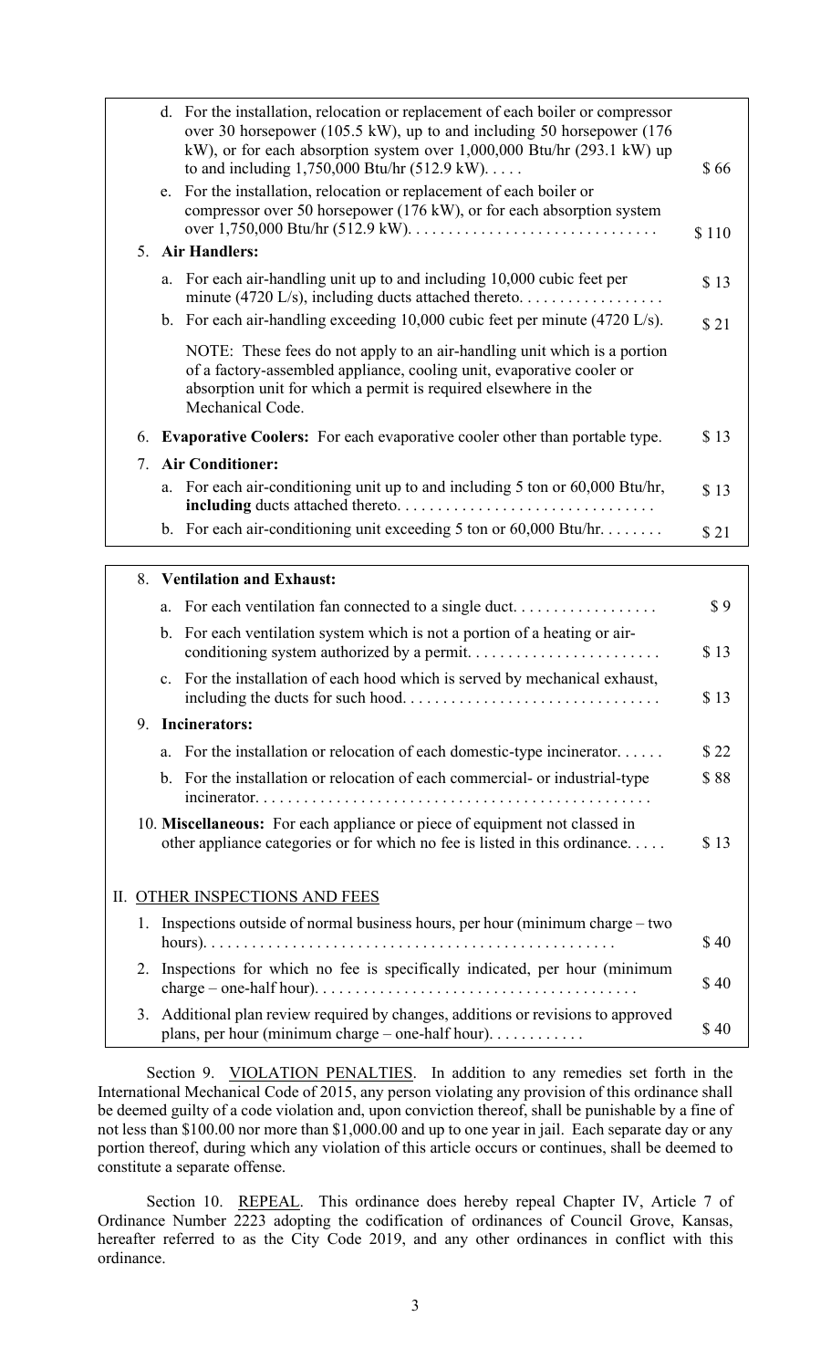| Item | Fee |
|---|---|
| d. For the installation, relocation or replacement of each boiler or compressor over 30 horsepower (105.5 kW), up to and including 50 horsepower (176 kW), or for each absorption system over 1,000,000 Btu/hr (293.1 kW) up to and including 1,750,000 Btu/hr (512.9 kW). . . . . | $ 66 |
| e. For the installation, relocation or replacement of each boiler or compressor over 50 horsepower (176 kW), or for each absorption system over 1,750,000 Btu/hr (512.9 kW). . . . . . . . . . . . . . . . . . . . . . . . . . . . . . | $ 110 |
| 5. **Air Handlers:** | |
| a. For each air-handling unit up to and including 10,000 cubic feet per minute (4720 L/s), including ducts attached thereto. . . . . . . . . . . . . . . . . . | $ 13 |
| b. For each air-handling exceeding 10,000 cubic feet per minute (4720 L/s). | $ 21 |
| NOTE: These fees do not apply to an air-handling unit which is a portion of a factory-assembled appliance, cooling unit, evaporative cooler or absorption unit for which a permit is required elsewhere in the Mechanical Code. | |
| 6. **Evaporative Coolers:** For each evaporative cooler other than portable type. | $ 13 |
| 7. **Air Conditioner:** | |
| a. For each air-conditioning unit up to and including 5 ton or 60,000 Btu/hr, **including** ducts attached thereto. . . . . . . . . . . . . . . . . . . . . . . . . . . . . . . | $ 13 |
| b. For each air-conditioning unit exceeding 5 ton or 60,000 Btu/hr. . . . . . . . | $ 21 |

| Item | Fee |
|---|---|
| 8. **Ventilation and Exhaust:** | |
| a. For each ventilation fan connected to a single duct. . . . . . . . . . . . . . . . . . | $ 9 |
| b. For each ventilation system which is not a portion of a heating or air-conditioning system authorized by a permit. . . . . . . . . . . . . . . . . . . . . . . . | $ 13 |
| c. For the installation of each hood which is served by mechanical exhaust, including the ducts for such hood. . . . . . . . . . . . . . . . . . . . . . . . . . . . . . . | $ 13 |
| 9. **Incinerators:** | |
| a. For the installation or relocation of each domestic-type incinerator. . . . . . | $ 22 |
| b. For the installation or relocation of each commercial- or industrial-type incinerator. . . . . . . . . . . . . . . . . . . . . . . . . . . . . . . . . . . . . . . . . . . . . . . . . | $ 88 |
| 10. **Miscellaneous:** For each appliance or piece of equipment not classed in other appliance categories or for which no fee is listed in this ordinance. . . . . | $ 13 |
| II. <u>OTHER INSPECTIONS AND FEES</u> | |
| 1. Inspections outside of normal business hours, per hour (minimum charge – two hours). . . . . . . . . . . . . . . . . . . . . . . . . . . . . . . . . . . . . . . . . . . . . . . . . . | $ 40 |
| 2. Inspections for which no fee is specifically indicated, per hour (minimum charge – one-half hour). . . . . . . . . . . . . . . . . . . . . . . . . . . . . . . . . . . . . . . | $ 40 |
| 3. Additional plan review required by changes, additions or revisions to approved plans, per hour (minimum charge – one-half hour). . . . . . . . . . . . | $ 40 |

Section 9. <u>VIOLATION PENALTIES</u>. In addition to any remedies set forth in the International Mechanical Code of 2015, any person violating any provision of this ordinance shall be deemed guilty of a code violation and, upon conviction thereof, shall be punishable by a fine of not less than $100.00 nor more than $1,000.00 and up to one year in jail. Each separate day or any portion thereof, during which any violation of this article occurs or continues, shall be deemed to constitute a separate offense.

Section 10. <u>REPEAL</u>. This ordinance does hereby repeal Chapter IV, Article 7 of Ordinance Number 2223 adopting the codification of ordinances of Council Grove, Kansas, hereafter referred to as the City Code 2019, and any other ordinances in conflict with this ordinance.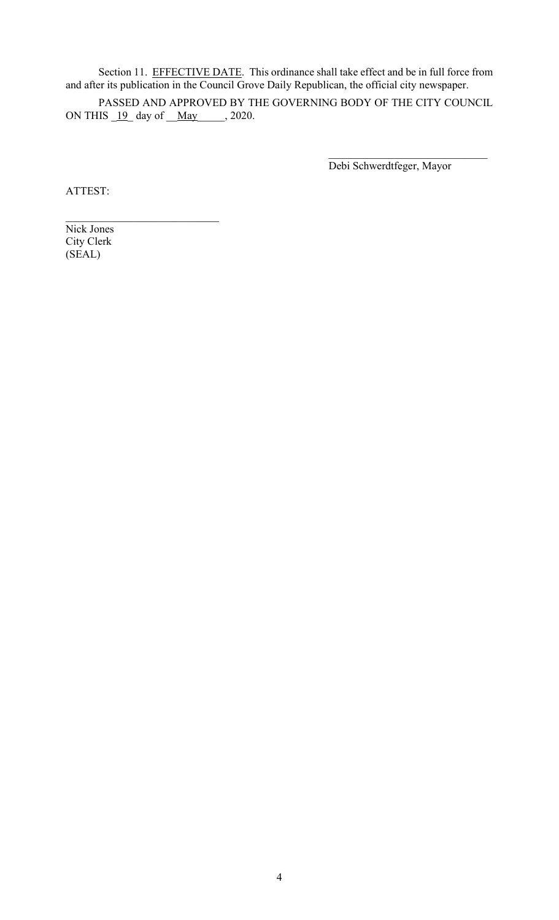Section 11. EFFECTIVE DATE. This ordinance shall take effect and be in full force from and after its publication in the Council Grove Daily Republican, the official city newspaper.

PASSED AND APPROVED BY THE GOVERNING BODY OF THE CITY COUNCIL ON THIS _19_ day of __May_____, 2020.

\_\_\_\_\_\_\_\_\_\_\_\_\_\_\_\_\_\_\_\_\_\_\_\_\_\_\_\_\_\_
Debi Schwerdtfeger, Mayor

ATTEST:

\_\_\_\_\_\_\_\_\_\_\_\_\_\_\_\_\_\_\_\_\_\_\_\_\_\_\_\_\_\_
Nick Jones
City Clerk
(SEAL)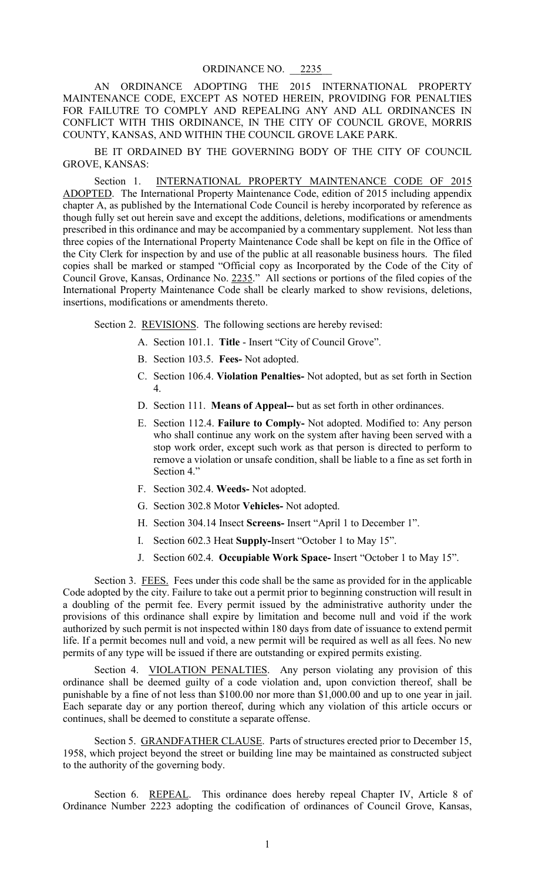ORDINANCE NO. 2235

AN ORDINANCE ADOPTING THE 2015 INTERNATIONAL PROPERTY MAINTENANCE CODE, EXCEPT AS NOTED HEREIN, PROVIDING FOR PENALTIES FOR FAILUTRE TO COMPLY AND REPEALING ANY AND ALL ORDINANCES IN CONFLICT WITH THIS ORDINANCE, IN THE CITY OF COUNCIL GROVE, MORRIS COUNTY, KANSAS, AND WITHIN THE COUNCIL GROVE LAKE PARK.

BE IT ORDAINED BY THE GOVERNING BODY OF THE CITY OF COUNCIL GROVE, KANSAS:

Section 1. INTERNATIONAL PROPERTY MAINTENANCE CODE OF 2015 ADOPTED. The International Property Maintenance Code, edition of 2015 including appendix chapter A, as published by the International Code Council is hereby incorporated by reference as though fully set out herein save and except the additions, deletions, modifications or amendments prescribed in this ordinance and may be accompanied by a commentary supplement. Not less than three copies of the International Property Maintenance Code shall be kept on file in the Office of the City Clerk for inspection by and use of the public at all reasonable business hours. The filed copies shall be marked or stamped "Official copy as Incorporated by the Code of the City of Council Grove, Kansas, Ordinance No. 2235." All sections or portions of the filed copies of the International Property Maintenance Code shall be clearly marked to show revisions, deletions, insertions, modifications or amendments thereto.

Section 2. REVISIONS. The following sections are hereby revised:

A. Section 101.1. **Title** - Insert "City of Council Grove".

B. Section 103.5. **Fees-** Not adopted.

C. Section 106.4. **Violation Penalties-** Not adopted, but as set forth in Section 4.

D. Section 111. **Means of Appeal--** but as set forth in other ordinances.

E. Section 112.4. **Failure to Comply-** Not adopted. Modified to: Any person who shall continue any work on the system after having been served with a stop work order, except such work as that person is directed to perform to remove a violation or unsafe condition, shall be liable to a fine as set forth in Section 4."

F. Section 302.4. **Weeds-** Not adopted.

G. Section 302.8 Motor **Vehicles-** Not adopted.

H. Section 304.14 Insect **Screens-** Insert "April 1 to December 1".

I. Section 602.3 Heat **Supply-**Insert "October 1 to May 15".

J. Section 602.4. **Occupiable Work Space-** Insert "October 1 to May 15".

Section 3. FEES. Fees under this code shall be the same as provided for in the applicable Code adopted by the city. Failure to take out a permit prior to beginning construction will result in a doubling of the permit fee. Every permit issued by the administrative authority under the provisions of this ordinance shall expire by limitation and become null and void if the work authorized by such permit is not inspected within 180 days from date of issuance to extend permit life. If a permit becomes null and void, a new permit will be required as well as all fees. No new permits of any type will be issued if there are outstanding or expired permits existing.

Section 4. VIOLATION PENALTIES. Any person violating any provision of this ordinance shall be deemed guilty of a code violation and, upon conviction thereof, shall be punishable by a fine of not less than $100.00 nor more than $1,000.00 and up to one year in jail. Each separate day or any portion thereof, during which any violation of this article occurs or continues, shall be deemed to constitute a separate offense.

Section 5. GRANDFATHER CLAUSE. Parts of structures erected prior to December 15, 1958, which project beyond the street or building line may be maintained as constructed subject to the authority of the governing body.

Section 6. REPEAL. This ordinance does hereby repeal Chapter IV, Article 8 of Ordinance Number 2223 adopting the codification of ordinances of Council Grove, Kansas,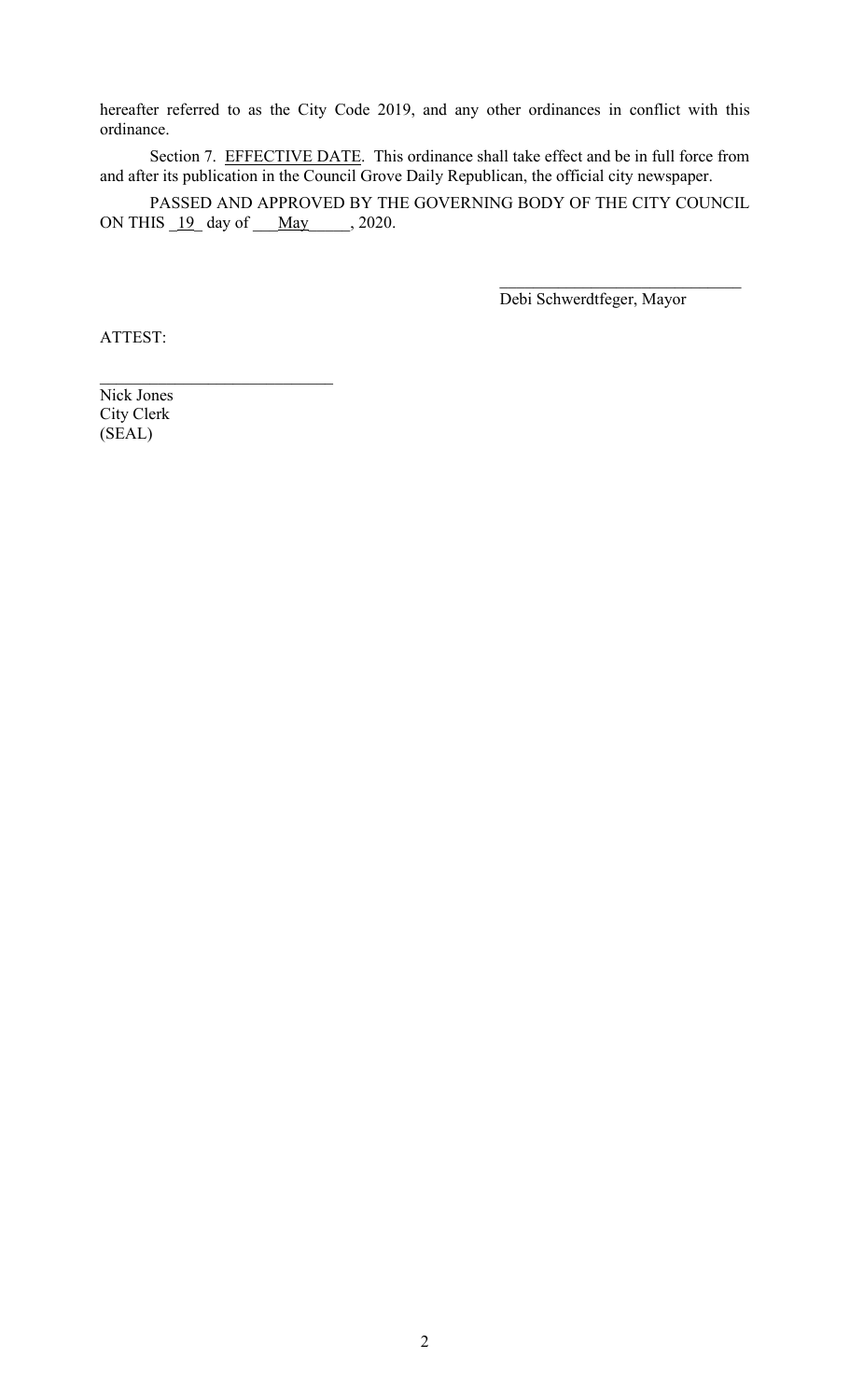hereafter referred to as the City Code 2019, and any other ordinances in conflict with this ordinance.

Section 7. EFFECTIVE DATE. This ordinance shall take effect and be in full force from and after its publication in the Council Grove Daily Republican, the official city newspaper.

PASSED AND APPROVED BY THE GOVERNING BODY OF THE CITY COUNCIL ON THIS _19_ day of ___May_____, 2020.

_____________________________
Debi Schwerdtfeger, Mayor

ATTEST:

_____________________________
Nick Jones
City Clerk
(SEAL)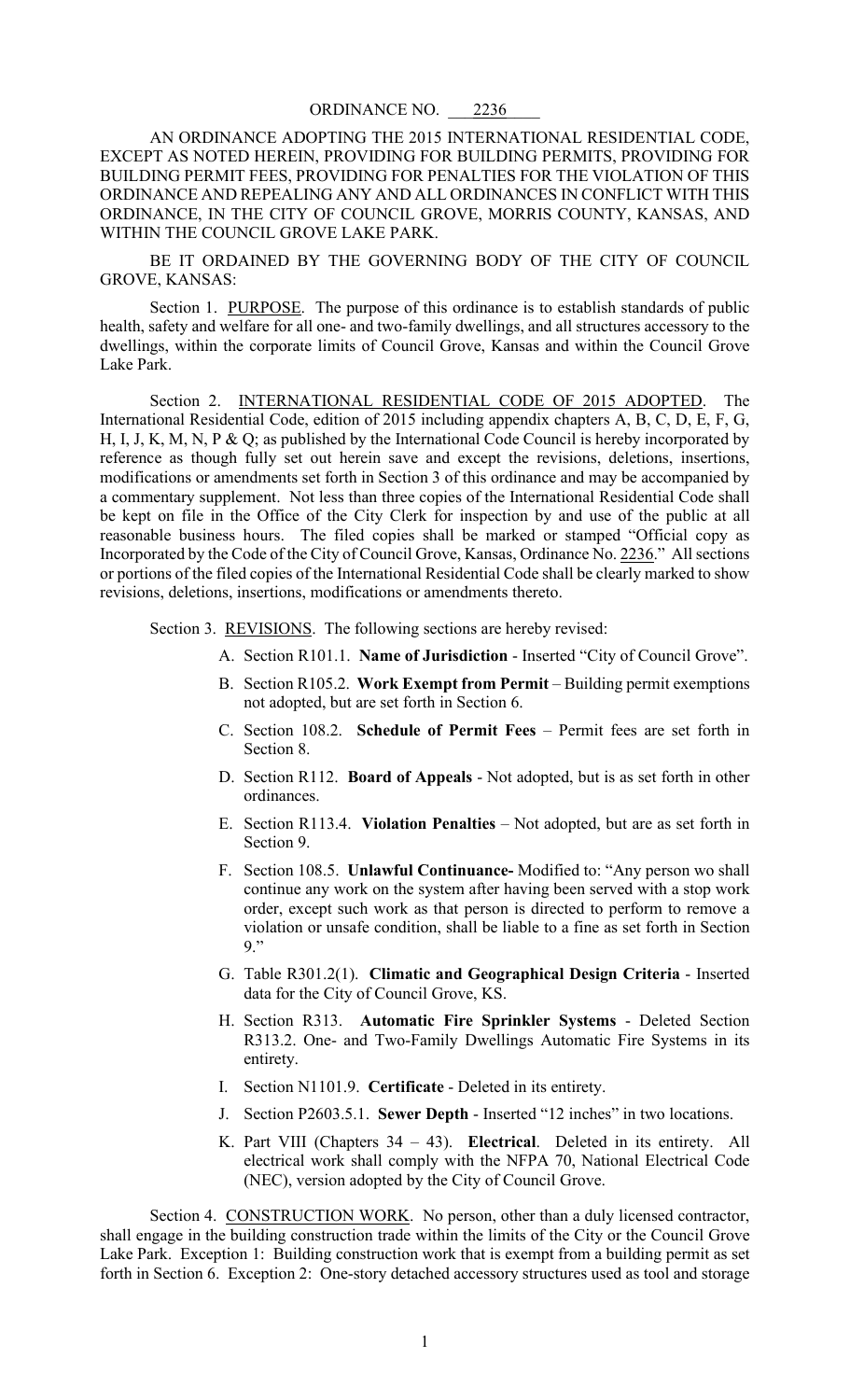ORDINANCE NO. 2236

AN ORDINANCE ADOPTING THE 2015 INTERNATIONAL RESIDENTIAL CODE, EXCEPT AS NOTED HEREIN, PROVIDING FOR BUILDING PERMITS, PROVIDING FOR BUILDING PERMIT FEES, PROVIDING FOR PENALTIES FOR THE VIOLATION OF THIS ORDINANCE AND REPEALING ANY AND ALL ORDINANCES IN CONFLICT WITH THIS ORDINANCE, IN THE CITY OF COUNCIL GROVE, MORRIS COUNTY, KANSAS, AND WITHIN THE COUNCIL GROVE LAKE PARK.

BE IT ORDAINED BY THE GOVERNING BODY OF THE CITY OF COUNCIL GROVE, KANSAS:

Section 1. PURPOSE. The purpose of this ordinance is to establish standards of public health, safety and welfare for all one- and two-family dwellings, and all structures accessory to the dwellings, within the corporate limits of Council Grove, Kansas and within the Council Grove Lake Park.

Section 2. INTERNATIONAL RESIDENTIAL CODE OF 2015 ADOPTED. The International Residential Code, edition of 2015 including appendix chapters A, B, C, D, E, F, G, H, I, J, K, M, N, P & Q; as published by the International Code Council is hereby incorporated by reference as though fully set out herein save and except the revisions, deletions, insertions, modifications or amendments set forth in Section 3 of this ordinance and may be accompanied by a commentary supplement. Not less than three copies of the International Residential Code shall be kept on file in the Office of the City Clerk for inspection by and use of the public at all reasonable business hours. The filed copies shall be marked or stamped "Official copy as Incorporated by the Code of the City of Council Grove, Kansas, Ordinance No. 2236." All sections or portions of the filed copies of the International Residential Code shall be clearly marked to show revisions, deletions, insertions, modifications or amendments thereto.

Section 3. REVISIONS. The following sections are hereby revised:

A. Section R101.1. **Name of Jurisdiction** - Inserted "City of Council Grove".

B. Section R105.2. **Work Exempt from Permit** – Building permit exemptions not adopted, but are set forth in Section 6.

C. Section 108.2. **Schedule of Permit Fees** – Permit fees are set forth in Section 8.

D. Section R112. **Board of Appeals** - Not adopted, but is as set forth in other ordinances.

E. Section R113.4. **Violation Penalties** – Not adopted, but are as set forth in Section 9.

F. Section 108.5. **Unlawful Continuance-** Modified to: "Any person wo shall continue any work on the system after having been served with a stop work order, except such work as that person is directed to perform to remove a violation or unsafe condition, shall be liable to a fine as set forth in Section 9."

G. Table R301.2(1). **Climatic and Geographical Design Criteria** - Inserted data for the City of Council Grove, KS.

H. Section R313. **Automatic Fire Sprinkler Systems** - Deleted Section R313.2. One- and Two-Family Dwellings Automatic Fire Systems in its entirety.

I. Section N1101.9. **Certificate** - Deleted in its entirety.

J. Section P2603.5.1. **Sewer Depth** - Inserted "12 inches" in two locations.

K. Part VIII (Chapters 34 – 43). **Electrical**. Deleted in its entirety. All electrical work shall comply with the NFPA 70, National Electrical Code (NEC), version adopted by the City of Council Grove.

Section 4. CONSTRUCTION WORK. No person, other than a duly licensed contractor, shall engage in the building construction trade within the limits of the City or the Council Grove Lake Park. Exception 1: Building construction work that is exempt from a building permit as set forth in Section 6. Exception 2: One-story detached accessory structures used as tool and storage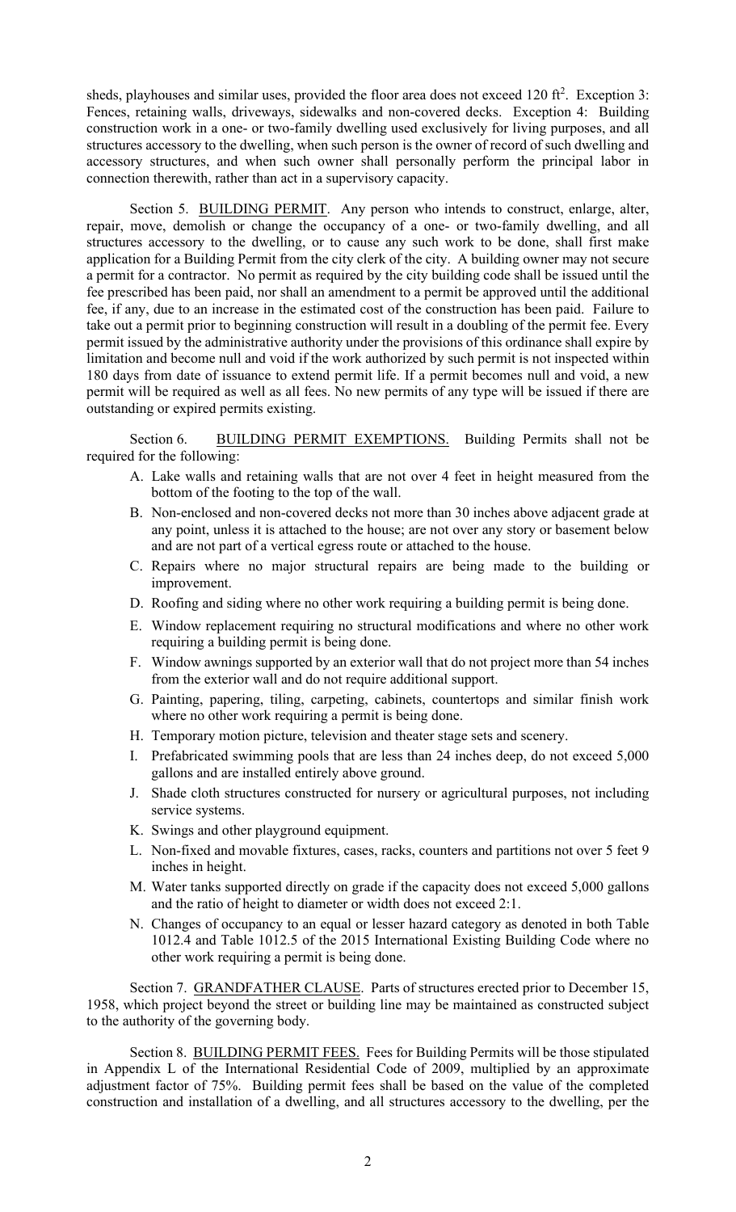sheds, playhouses and similar uses, provided the floor area does not exceed 120 $ft^2$. Exception 3: Fences, retaining walls, driveways, sidewalks and non-covered decks. Exception 4: Building construction work in a one- or two-family dwelling used exclusively for living purposes, and all structures accessory to the dwelling, when such person is the owner of record of such dwelling and accessory structures, and when such owner shall personally perform the principal labor in connection therewith, rather than act in a supervisory capacity.

Section 5. <u>BUILDING PERMIT</u>. Any person who intends to construct, enlarge, alter, repair, move, demolish or change the occupancy of a one- or two-family dwelling, and all structures accessory to the dwelling, or to cause any such work to be done, shall first make application for a Building Permit from the city clerk of the city. A building owner may not secure a permit for a contractor. No permit as required by the city building code shall be issued until the fee prescribed has been paid, nor shall an amendment to a permit be approved until the additional fee, if any, due to an increase in the estimated cost of the construction has been paid. Failure to take out a permit prior to beginning construction will result in a doubling of the permit fee. Every permit issued by the administrative authority under the provisions of this ordinance shall expire by limitation and become null and void if the work authorized by such permit is not inspected within 180 days from date of issuance to extend permit life. If a permit becomes null and void, a new permit will be required as well as all fees. No new permits of any type will be issued if there are outstanding or expired permits existing.

Section 6. <u>BUILDING PERMIT EXEMPTIONS.</u> Building Permits shall not be required for the following:

A. Lake walls and retaining walls that are not over 4 feet in height measured from the bottom of the footing to the top of the wall.
B. Non-enclosed and non-covered decks not more than 30 inches above adjacent grade at any point, unless it is attached to the house; are not over any story or basement below and are not part of a vertical egress route or attached to the house.
C. Repairs where no major structural repairs are being made to the building or improvement.
D. Roofing and siding where no other work requiring a building permit is being done.
E. Window replacement requiring no structural modifications and where no other work requiring a building permit is being done.
F. Window awnings supported by an exterior wall that do not project more than 54 inches from the exterior wall and do not require additional support.
G. Painting, papering, tiling, carpeting, cabinets, countertops and similar finish work where no other work requiring a permit is being done.
H. Temporary motion picture, television and theater stage sets and scenery.
I. Prefabricated swimming pools that are less than 24 inches deep, do not exceed 5,000 gallons and are installed entirely above ground.
J. Shade cloth structures constructed for nursery or agricultural purposes, not including service systems.
K. Swings and other playground equipment.
L. Non-fixed and movable fixtures, cases, racks, counters and partitions not over 5 feet 9 inches in height.
M. Water tanks supported directly on grade if the capacity does not exceed 5,000 gallons and the ratio of height to diameter or width does not exceed 2:1.
N. Changes of occupancy to an equal or lesser hazard category as denoted in both Table 1012.4 and Table 1012.5 of the 2015 International Existing Building Code where no other work requiring a permit is being done.

Section 7. <u>GRANDFATHER CLAUSE</u>. Parts of structures erected prior to December 15, 1958, which project beyond the street or building line may be maintained as constructed subject to the authority of the governing body.

Section 8. <u>BUILDING PERMIT FEES.</u> Fees for Building Permits will be those stipulated in Appendix L of the International Residential Code of 2009, multiplied by an approximate adjustment factor of 75%. Building permit fees shall be based on the value of the completed construction and installation of a dwelling, and all structures accessory to the dwelling, per the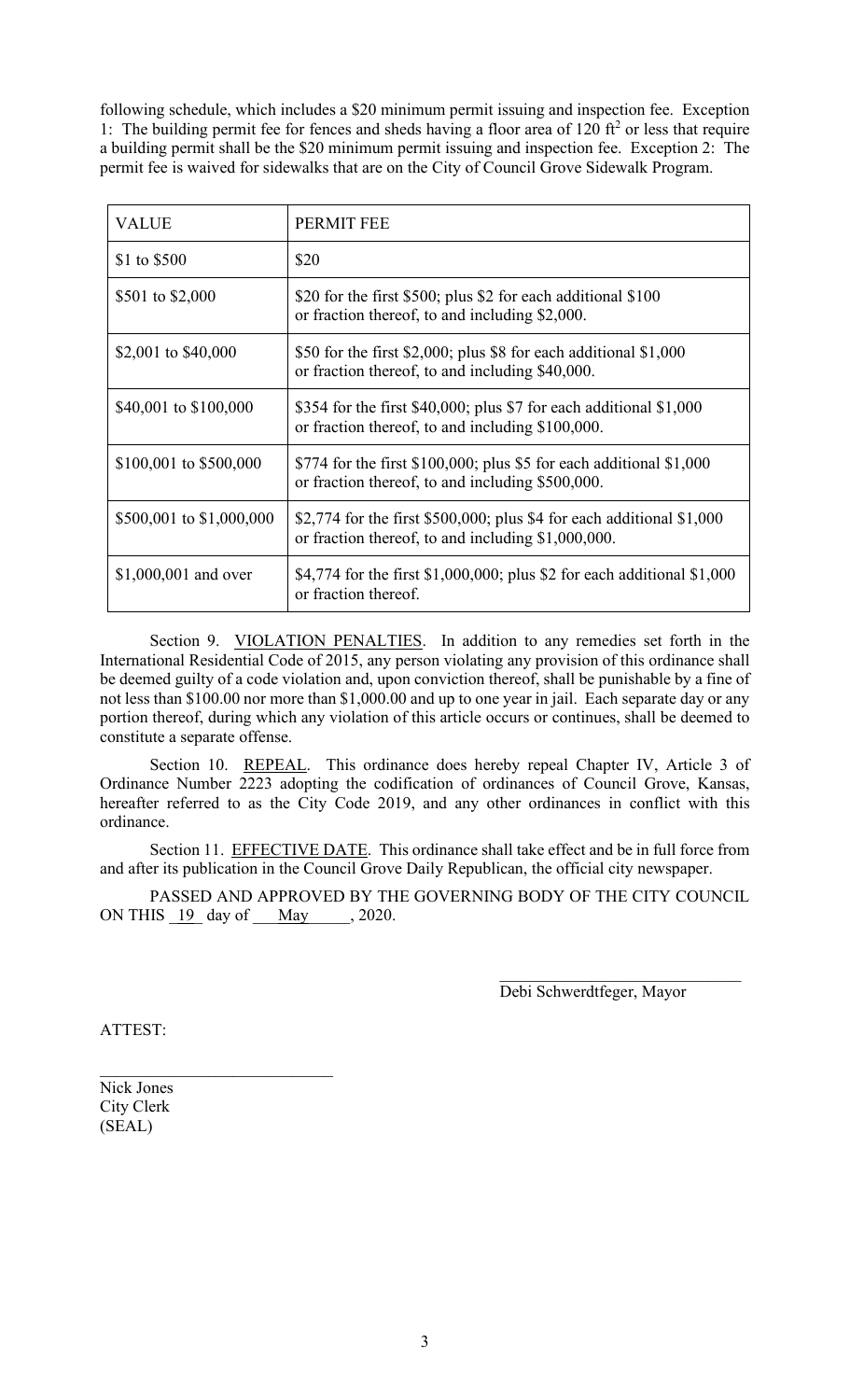following schedule, which includes a \$20 minimum permit issuing and inspection fee. Exception 1: The building permit fee for fences and sheds having a floor area of 120 $ft^2$ or less that require a building permit shall be the \$20 minimum permit issuing and inspection fee. Exception 2: The permit fee is waived for sidewalks that are on the City of Council Grove Sidewalk Program.

| VALUE | PERMIT FEE |
|---|---|
| \$1 to \$500 | \$20 |
| \$501 to \$2,000 | \$20 for the first \$500; plus \$2 for each additional \$100 or fraction thereof, to and including \$2,000. |
| \$2,001 to \$40,000 | \$50 for the first \$2,000; plus \$8 for each additional \$1,000 or fraction thereof, to and including \$40,000. |
| \$40,001 to \$100,000 | \$354 for the first \$40,000; plus \$7 for each additional \$1,000 or fraction thereof, to and including \$100,000. |
| \$100,001 to \$500,000 | \$774 for the first \$100,000; plus \$5 for each additional \$1,000 or fraction thereof, to and including \$500,000. |
| \$500,001 to \$1,000,000 | \$2,774 for the first \$500,000; plus \$4 for each additional \$1,000 or fraction thereof, to and including \$1,000,000. |
| \$1,000,001 and over | \$4,774 for the first \$1,000,000; plus \$2 for each additional \$1,000 or fraction thereof. |

Section 9. VIOLATION PENALTIES. In addition to any remedies set forth in the International Residential Code of 2015, any person violating any provision of this ordinance shall be deemed guilty of a code violation and, upon conviction thereof, shall be punishable by a fine of not less than \$100.00 nor more than \$1,000.00 and up to one year in jail. Each separate day or any portion thereof, during which any violation of this article occurs or continues, shall be deemed to constitute a separate offense.

Section 10. REPEAL. This ordinance does hereby repeal Chapter IV, Article 3 of Ordinance Number 2223 adopting the codification of ordinances of Council Grove, Kansas, hereafter referred to as the City Code 2019, and any other ordinances in conflict with this ordinance.

Section 11. EFFECTIVE DATE. This ordinance shall take effect and be in full force from and after its publication in the Council Grove Daily Republican, the official city newspaper.

PASSED AND APPROVED BY THE GOVERNING BODY OF THE CITY COUNCIL ON THIS 19 day of May, 2020.

\_\_\_\_\_\_\_\_\_\_\_\_\_\_\_\_\_\_\_\_\_\_\_\_\_\_\_\_\_\_
Debi Schwerdtfeger, Mayor

ATTEST:

\_\_\_\_\_\_\_\_\_\_\_\_\_\_\_\_\_\_\_\_\_\_\_\_\_\_\_\_\_\_
Nick Jones
City Clerk
(SEAL)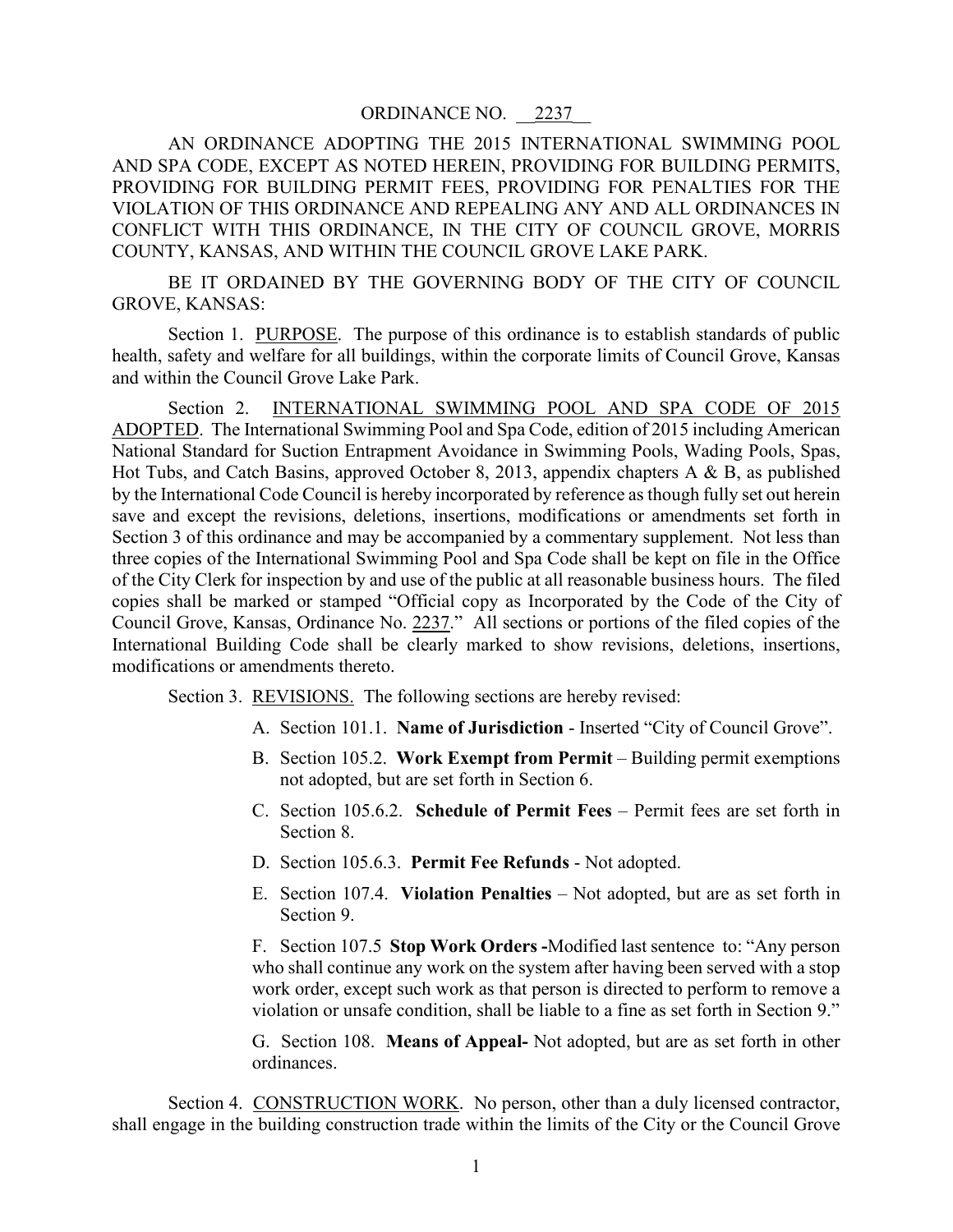ORDINANCE NO. __2237__

AN ORDINANCE ADOPTING THE 2015 INTERNATIONAL SWIMMING POOL AND SPA CODE, EXCEPT AS NOTED HEREIN, PROVIDING FOR BUILDING PERMITS, PROVIDING FOR BUILDING PERMIT FEES, PROVIDING FOR PENALTIES FOR THE VIOLATION OF THIS ORDINANCE AND REPEALING ANY AND ALL ORDINANCES IN CONFLICT WITH THIS ORDINANCE, IN THE CITY OF COUNCIL GROVE, MORRIS COUNTY, KANSAS, AND WITHIN THE COUNCIL GROVE LAKE PARK.

BE IT ORDAINED BY THE GOVERNING BODY OF THE CITY OF COUNCIL GROVE, KANSAS:

Section 1. PURPOSE. The purpose of this ordinance is to establish standards of public health, safety and welfare for all buildings, within the corporate limits of Council Grove, Kansas and within the Council Grove Lake Park.

Section 2. INTERNATIONAL SWIMMING POOL AND SPA CODE OF 2015 ADOPTED. The International Swimming Pool and Spa Code, edition of 2015 including American National Standard for Suction Entrapment Avoidance in Swimming Pools, Wading Pools, Spas, Hot Tubs, and Catch Basins, approved October 8, 2013, appendix chapters A & B, as published by the International Code Council is hereby incorporated by reference as though fully set out herein save and except the revisions, deletions, insertions, modifications or amendments set forth in Section 3 of this ordinance and may be accompanied by a commentary supplement. Not less than three copies of the International Swimming Pool and Spa Code shall be kept on file in the Office of the City Clerk for inspection by and use of the public at all reasonable business hours. The filed copies shall be marked or stamped "Official copy as Incorporated by the Code of the City of Council Grove, Kansas, Ordinance No. 2237." All sections or portions of the filed copies of the International Building Code shall be clearly marked to show revisions, deletions, insertions, modifications or amendments thereto.

Section 3. REVISIONS. The following sections are hereby revised:

A. Section 101.1. **Name of Jurisdiction** - Inserted "City of Council Grove".

B. Section 105.2. **Work Exempt from Permit** – Building permit exemptions not adopted, but are set forth in Section 6.

C. Section 105.6.2. **Schedule of Permit Fees** – Permit fees are set forth in Section 8.

D. Section 105.6.3. **Permit Fee Refunds** - Not adopted.

E. Section 107.4. **Violation Penalties** – Not adopted, but are as set forth in Section 9.

F. Section 107.5 **Stop Work Orders -**Modified last sentence to: "Any person who shall continue any work on the system after having been served with a stop work order, except such work as that person is directed to perform to remove a violation or unsafe condition, shall be liable to a fine as set forth in Section 9."

G. Section 108. **Means of Appeal-** Not adopted, but are as set forth in other ordinances.

Section 4. CONSTRUCTION WORK. No person, other than a duly licensed contractor, shall engage in the building construction trade within the limits of the City or the Council Grove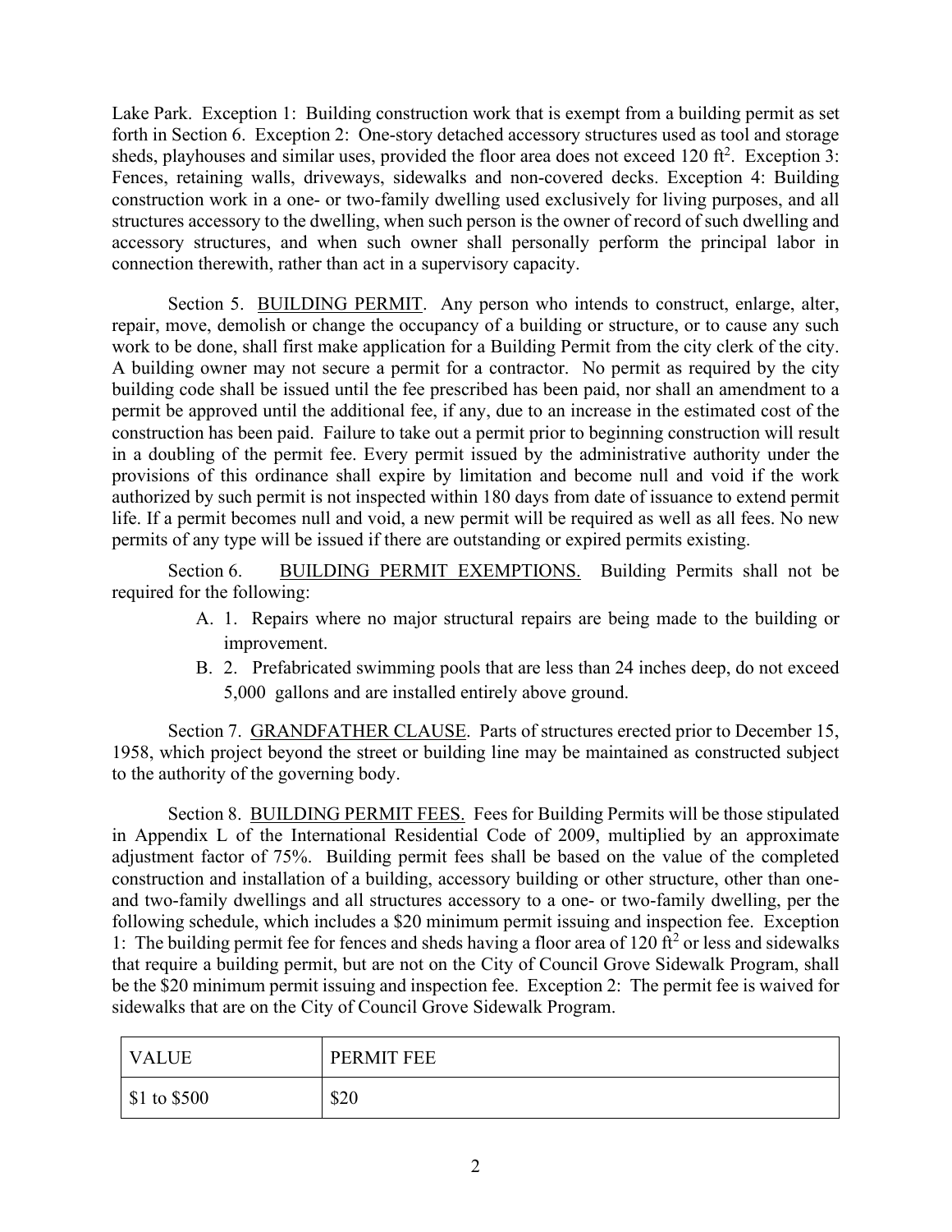Lake Park. Exception 1: Building construction work that is exempt from a building permit as set forth in Section 6. Exception 2: One-story detached accessory structures used as tool and storage sheds, playhouses and similar uses, provided the floor area does not exceed 120 $ft^2$. Exception 3: Fences, retaining walls, driveways, sidewalks and non-covered decks. Exception 4: Building construction work in a one- or two-family dwelling used exclusively for living purposes, and all structures accessory to the dwelling, when such person is the owner of record of such dwelling and accessory structures, and when such owner shall personally perform the principal labor in connection therewith, rather than act in a supervisory capacity.

Section 5. BUILDING PERMIT. Any person who intends to construct, enlarge, alter, repair, move, demolish or change the occupancy of a building or structure, or to cause any such work to be done, shall first make application for a Building Permit from the city clerk of the city. A building owner may not secure a permit for a contractor. No permit as required by the city building code shall be issued until the fee prescribed has been paid, nor shall an amendment to a permit be approved until the additional fee, if any, due to an increase in the estimated cost of the construction has been paid. Failure to take out a permit prior to beginning construction will result in a doubling of the permit fee. Every permit issued by the administrative authority under the provisions of this ordinance shall expire by limitation and become null and void if the work authorized by such permit is not inspected within 180 days from date of issuance to extend permit life. If a permit becomes null and void, a new permit will be required as well as all fees. No new permits of any type will be issued if there are outstanding or expired permits existing.

Section 6. BUILDING PERMIT EXEMPTIONS. Building Permits shall not be required for the following:

A. 1. Repairs where no major structural repairs are being made to the building or improvement.

B. 2. Prefabricated swimming pools that are less than 24 inches deep, do not exceed 5,000 gallons and are installed entirely above ground.

Section 7. GRANDFATHER CLAUSE. Parts of structures erected prior to December 15, 1958, which project beyond the street or building line may be maintained as constructed subject to the authority of the governing body.

Section 8. BUILDING PERMIT FEES. Fees for Building Permits will be those stipulated in Appendix L of the International Residential Code of 2009, multiplied by an approximate adjustment factor of 75%. Building permit fees shall be based on the value of the completed construction and installation of a building, accessory building or other structure, other than one- and two-family dwellings and all structures accessory to a one- or two-family dwelling, per the following schedule, which includes a $20 minimum permit issuing and inspection fee. Exception 1: The building permit fee for fences and sheds having a floor area of 120 $ft^2$ or less and sidewalks that require a building permit, but are not on the City of Council Grove Sidewalk Program, shall be the $20 minimum permit issuing and inspection fee. Exception 2: The permit fee is waived for sidewalks that are on the City of Council Grove Sidewalk Program.

| VALUE | PERMIT FEE |
| --- | --- |
| $1 to $500 | $20 |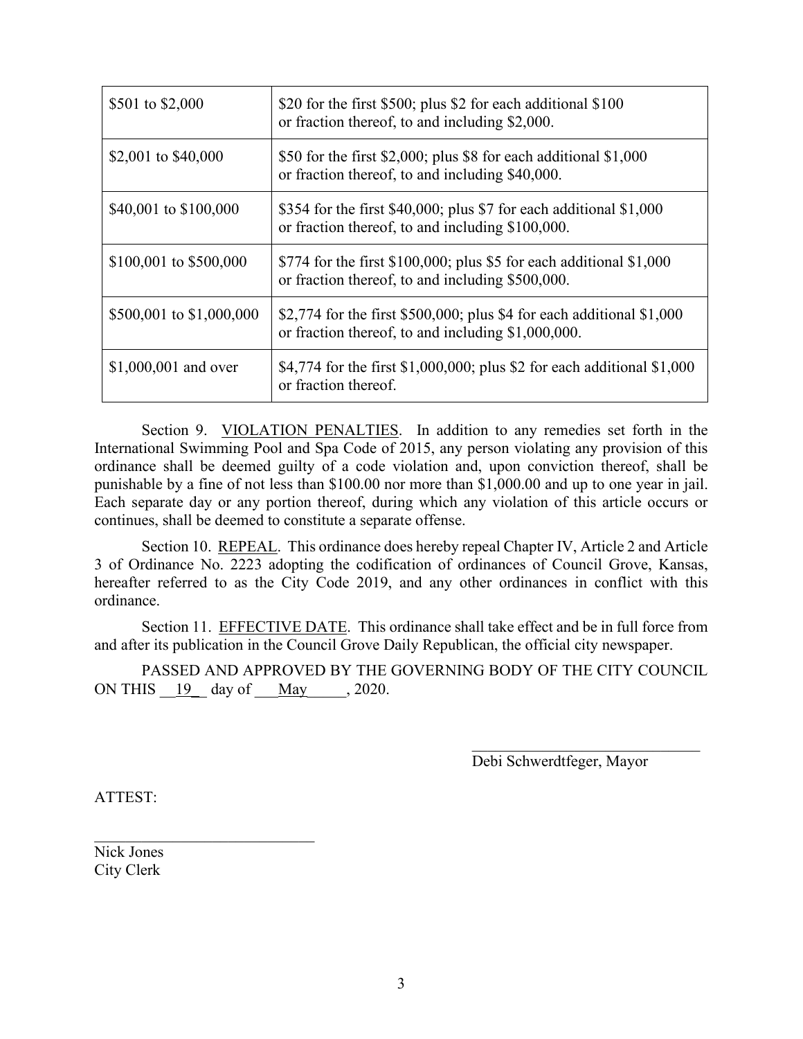| | |
|---|---|
| \$501 to \$2,000 | \$20 for the first \$500; plus \$2 for each additional \$100 or fraction thereof, to and including \$2,000. |
| \$2,001 to \$40,000 | \$50 for the first \$2,000; plus \$8 for each additional \$1,000 or fraction thereof, to and including \$40,000. |
| \$40,001 to \$100,000 | \$354 for the first \$40,000; plus \$7 for each additional \$1,000 or fraction thereof, to and including \$100,000. |
| \$100,001 to \$500,000 | \$774 for the first \$100,000; plus \$5 for each additional \$1,000 or fraction thereof, to and including \$500,000. |
| \$500,001 to \$1,000,000 | \$2,774 for the first \$500,000; plus \$4 for each additional \$1,000 or fraction thereof, to and including \$1,000,000. |
| \$1,000,001 and over | \$4,774 for the first \$1,000,000; plus \$2 for each additional \$1,000 or fraction thereof. |

Section 9. VIOLATION PENALTIES. In addition to any remedies set forth in the International Swimming Pool and Spa Code of 2015, any person violating any provision of this ordinance shall be deemed guilty of a code violation and, upon conviction thereof, shall be punishable by a fine of not less than \$100.00 nor more than \$1,000.00 and up to one year in jail. Each separate day or any portion thereof, during which any violation of this article occurs or continues, shall be deemed to constitute a separate offense.

Section 10. REPEAL. This ordinance does hereby repeal Chapter IV, Article 2 and Article 3 of Ordinance No. 2223 adopting the codification of ordinances of Council Grove, Kansas, hereafter referred to as the City Code 2019, and any other ordinances in conflict with this ordinance.

Section 11. EFFECTIVE DATE. This ordinance shall take effect and be in full force from and after its publication in the Council Grove Daily Republican, the official city newspaper.

PASSED AND APPROVED BY THE GOVERNING BODY OF THE CITY COUNCIL ON THIS __19_ day of ___May_____, 2020.

______________________________
Debi Schwerdtfeger, Mayor

ATTEST:

______________________________
Nick Jones
City Clerk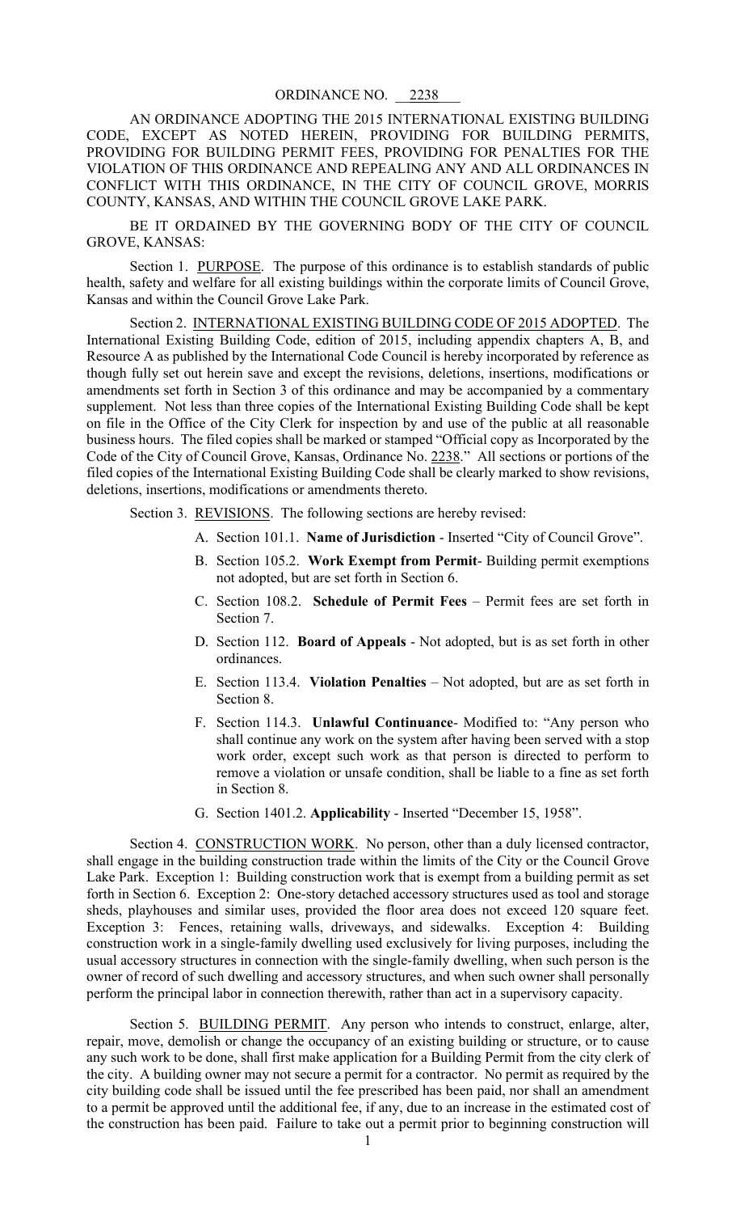ORDINANCE NO. 2238

AN ORDINANCE ADOPTING THE 2015 INTERNATIONAL EXISTING BUILDING CODE, EXCEPT AS NOTED HEREIN, PROVIDING FOR BUILDING PERMITS, PROVIDING FOR BUILDING PERMIT FEES, PROVIDING FOR PENALTIES FOR THE VIOLATION OF THIS ORDINANCE AND REPEALING ANY AND ALL ORDINANCES IN CONFLICT WITH THIS ORDINANCE, IN THE CITY OF COUNCIL GROVE, MORRIS COUNTY, KANSAS, AND WITHIN THE COUNCIL GROVE LAKE PARK.

BE IT ORDAINED BY THE GOVERNING BODY OF THE CITY OF COUNCIL GROVE, KANSAS:

Section 1. PURPOSE. The purpose of this ordinance is to establish standards of public health, safety and welfare for all existing buildings within the corporate limits of Council Grove, Kansas and within the Council Grove Lake Park.

Section 2. INTERNATIONAL EXISTING BUILDING CODE OF 2015 ADOPTED. The International Existing Building Code, edition of 2015, including appendix chapters A, B, and Resource A as published by the International Code Council is hereby incorporated by reference as though fully set out herein save and except the revisions, deletions, insertions, modifications or amendments set forth in Section 3 of this ordinance and may be accompanied by a commentary supplement. Not less than three copies of the International Existing Building Code shall be kept on file in the Office of the City Clerk for inspection by and use of the public at all reasonable business hours. The filed copies shall be marked or stamped "Official copy as Incorporated by the Code of the City of Council Grove, Kansas, Ordinance No. 2238." All sections or portions of the filed copies of the International Existing Building Code shall be clearly marked to show revisions, deletions, insertions, modifications or amendments thereto.

Section 3. REVISIONS. The following sections are hereby revised:

A. Section 101.1. **Name of Jurisdiction** - Inserted "City of Council Grove".

B. Section 105.2. **Work Exempt from Permit**- Building permit exemptions not adopted, but are set forth in Section 6.

C. Section 108.2. **Schedule of Permit Fees** – Permit fees are set forth in Section 7.

D. Section 112. **Board of Appeals** - Not adopted, but is as set forth in other ordinances.

E. Section 113.4. **Violation Penalties** – Not adopted, but are as set forth in Section 8.

F. Section 114.3. **Unlawful Continuance**- Modified to: "Any person who shall continue any work on the system after having been served with a stop work order, except such work as that person is directed to perform to remove a violation or unsafe condition, shall be liable to a fine as set forth in Section 8.

G. Section 1401.2. **Applicability** - Inserted "December 15, 1958".

Section 4. CONSTRUCTION WORK. No person, other than a duly licensed contractor, shall engage in the building construction trade within the limits of the City or the Council Grove Lake Park. Exception 1: Building construction work that is exempt from a building permit as set forth in Section 6. Exception 2: One-story detached accessory structures used as tool and storage sheds, playhouses and similar uses, provided the floor area does not exceed 120 square feet. Exception 3: Fences, retaining walls, driveways, and sidewalks. Exception 4: Building construction work in a single-family dwelling used exclusively for living purposes, including the usual accessory structures in connection with the single-family dwelling, when such person is the owner of record of such dwelling and accessory structures, and when such owner shall personally perform the principal labor in connection therewith, rather than act in a supervisory capacity.

Section 5. BUILDING PERMIT. Any person who intends to construct, enlarge, alter, repair, move, demolish or change the occupancy of an existing building or structure, or to cause any such work to be done, shall first make application for a Building Permit from the city clerk of the city. A building owner may not secure a permit for a contractor. No permit as required by the city building code shall be issued until the fee prescribed has been paid, nor shall an amendment to a permit be approved until the additional fee, if any, due to an increase in the estimated cost of the construction has been paid. Failure to take out a permit prior to beginning construction will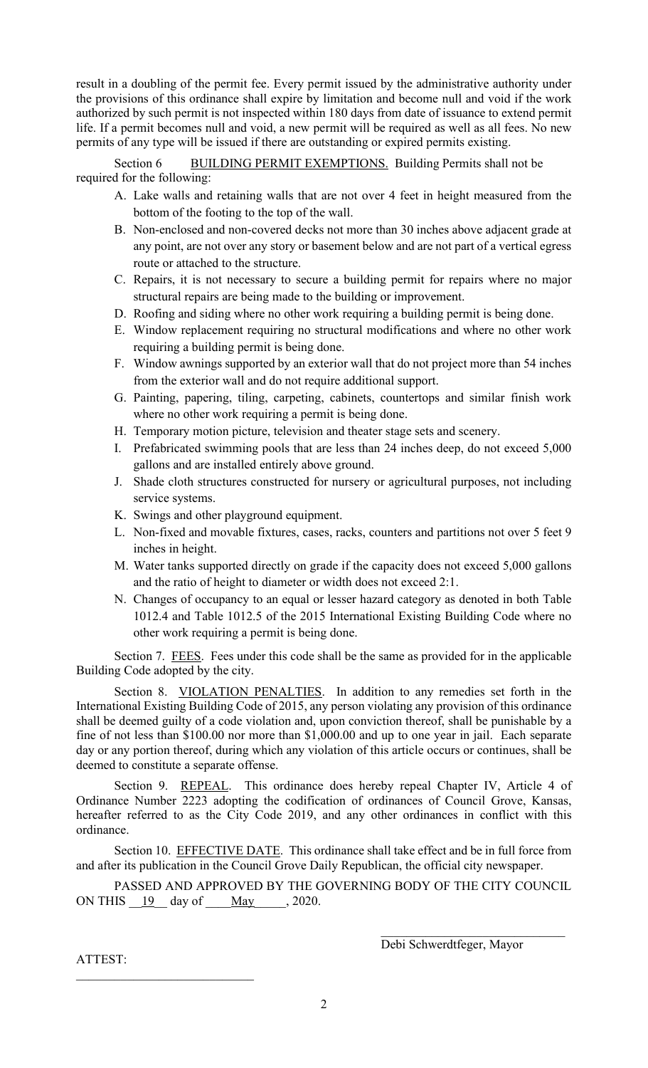result in a doubling of the permit fee. Every permit issued by the administrative authority under the provisions of this ordinance shall expire by limitation and become null and void if the work authorized by such permit is not inspected within 180 days from date of issuance to extend permit life. If a permit becomes null and void, a new permit will be required as well as all fees. No new permits of any type will be issued if there are outstanding or expired permits existing.

Section 6 BUILDING PERMIT EXEMPTIONS. Building Permits shall not be required for the following:

A. Lake walls and retaining walls that are not over 4 feet in height measured from the bottom of the footing to the top of the wall.
B. Non-enclosed and non-covered decks not more than 30 inches above adjacent grade at any point, are not over any story or basement below and are not part of a vertical egress route or attached to the structure.
C. Repairs, it is not necessary to secure a building permit for repairs where no major structural repairs are being made to the building or improvement.
D. Roofing and siding where no other work requiring a building permit is being done.
E. Window replacement requiring no structural modifications and where no other work requiring a building permit is being done.
F. Window awnings supported by an exterior wall that do not project more than 54 inches from the exterior wall and do not require additional support.
G. Painting, papering, tiling, carpeting, cabinets, countertops and similar finish work where no other work requiring a permit is being done.
H. Temporary motion picture, television and theater stage sets and scenery.
I. Prefabricated swimming pools that are less than 24 inches deep, do not exceed 5,000 gallons and are installed entirely above ground.
J. Shade cloth structures constructed for nursery or agricultural purposes, not including service systems.
K. Swings and other playground equipment.
L. Non-fixed and movable fixtures, cases, racks, counters and partitions not over 5 feet 9 inches in height.
M. Water tanks supported directly on grade if the capacity does not exceed 5,000 gallons and the ratio of height to diameter or width does not exceed 2:1.
N. Changes of occupancy to an equal or lesser hazard category as denoted in both Table 1012.4 and Table 1012.5 of the 2015 International Existing Building Code where no other work requiring a permit is being done.

Section 7. FEES. Fees under this code shall be the same as provided for in the applicable Building Code adopted by the city.

Section 8. VIOLATION PENALTIES. In addition to any remedies set forth in the International Existing Building Code of 2015, any person violating any provision of this ordinance shall be deemed guilty of a code violation and, upon conviction thereof, shall be punishable by a fine of not less than $100.00 nor more than $1,000.00 and up to one year in jail. Each separate day or any portion thereof, during which any violation of this article occurs or continues, shall be deemed to constitute a separate offense.

Section 9. REPEAL. This ordinance does hereby repeal Chapter IV, Article 4 of Ordinance Number 2223 adopting the codification of ordinances of Council Grove, Kansas, hereafter referred to as the City Code 2019, and any other ordinances in conflict with this ordinance.

Section 10. EFFECTIVE DATE. This ordinance shall take effect and be in full force from and after its publication in the Council Grove Daily Republican, the official city newspaper.

PASSED AND APPROVED BY THE GOVERNING BODY OF THE CITY COUNCIL ON THIS 19 day of May, 2020.

\_\_\_\_\_\_\_\_\_\_\_\_\_\_\_\_\_\_\_\_\_\_\_\_\_\_\_\_\_\_
Debi Schwerdtfeger, Mayor

ATTEST:

\_\_\_\_\_\_\_\_\_\_\_\_\_\_\_\_\_\_\_\_\_\_\_\_\_\_\_\_\_\_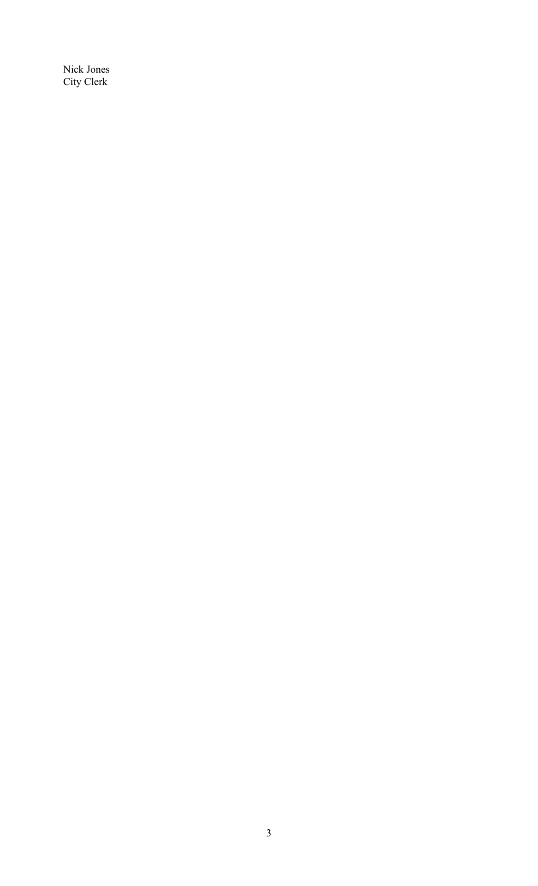Nick Jones
City Clerk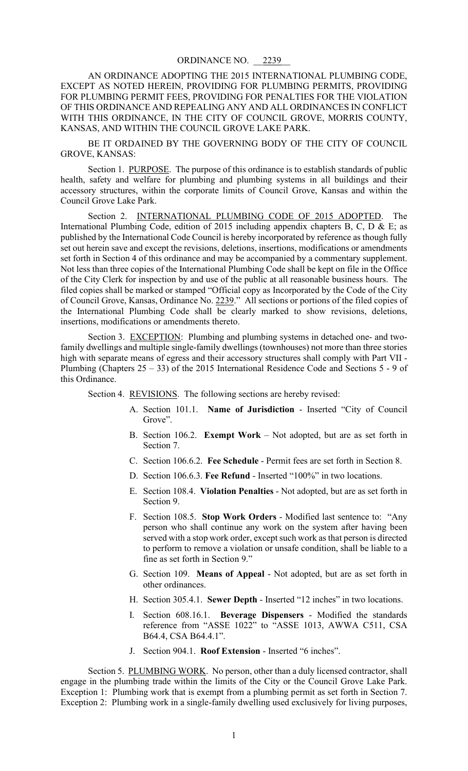ORDINANCE NO. 2239

AN ORDINANCE ADOPTING THE 2015 INTERNATIONAL PLUMBING CODE, EXCEPT AS NOTED HEREIN, PROVIDING FOR PLUMBING PERMITS, PROVIDING FOR PLUMBING PERMIT FEES, PROVIDING FOR PENALTIES FOR THE VIOLATION OF THIS ORDINANCE AND REPEALING ANY AND ALL ORDINANCES IN CONFLICT WITH THIS ORDINANCE, IN THE CITY OF COUNCIL GROVE, MORRIS COUNTY, KANSAS, AND WITHIN THE COUNCIL GROVE LAKE PARK.

BE IT ORDAINED BY THE GOVERNING BODY OF THE CITY OF COUNCIL GROVE, KANSAS:

Section 1. PURPOSE. The purpose of this ordinance is to establish standards of public health, safety and welfare for plumbing and plumbing systems in all buildings and their accessory structures, within the corporate limits of Council Grove, Kansas and within the Council Grove Lake Park.

Section 2. INTERNATIONAL PLUMBING CODE OF 2015 ADOPTED. The International Plumbing Code, edition of 2015 including appendix chapters B, C, D & E; as published by the International Code Council is hereby incorporated by reference as though fully set out herein save and except the revisions, deletions, insertions, modifications or amendments set forth in Section 4 of this ordinance and may be accompanied by a commentary supplement. Not less than three copies of the International Plumbing Code shall be kept on file in the Office of the City Clerk for inspection by and use of the public at all reasonable business hours. The filed copies shall be marked or stamped "Official copy as Incorporated by the Code of the City of Council Grove, Kansas, Ordinance No. 2239." All sections or portions of the filed copies of the International Plumbing Code shall be clearly marked to show revisions, deletions, insertions, modifications or amendments thereto.

Section 3. EXCEPTION: Plumbing and plumbing systems in detached one- and two-family dwellings and multiple single-family dwellings (townhouses) not more than three stories high with separate means of egress and their accessory structures shall comply with Part VII - Plumbing (Chapters 25 – 33) of the 2015 International Residence Code and Sections 5 - 9 of this Ordinance.

Section 4. REVISIONS. The following sections are hereby revised:

A. Section 101.1. **Name of Jurisdiction** - Inserted "City of Council Grove".

B. Section 106.2. **Exempt Work** – Not adopted, but are as set forth in Section 7.

C. Section 106.6.2. **Fee Schedule** - Permit fees are set forth in Section 8.

D. Section 106.6.3. **Fee Refund** - Inserted "100%" in two locations.

E. Section 108.4. **Violation Penalties** - Not adopted, but are as set forth in Section 9.

F. Section 108.5. **Stop Work Orders** - Modified last sentence to: "Any person who shall continue any work on the system after having been served with a stop work order, except such work as that person is directed to perform to remove a violation or unsafe condition, shall be liable to a fine as set forth in Section 9."

G. Section 109. **Means of Appeal** - Not adopted, but are as set forth in other ordinances.

H. Section 305.4.1. **Sewer Depth** - Inserted "12 inches" in two locations.

I. Section 608.16.1. **Beverage Dispensers** - Modified the standards reference from "ASSE 1022" to "ASSE 1013, AWWA C511, CSA B64.4, CSA B64.4.1".

J. Section 904.1. **Roof Extension** - Inserted "6 inches".

Section 5. PLUMBING WORK. No person, other than a duly licensed contractor, shall engage in the plumbing trade within the limits of the City or the Council Grove Lake Park. Exception 1: Plumbing work that is exempt from a plumbing permit as set forth in Section 7. Exception 2: Plumbing work in a single-family dwelling used exclusively for living purposes,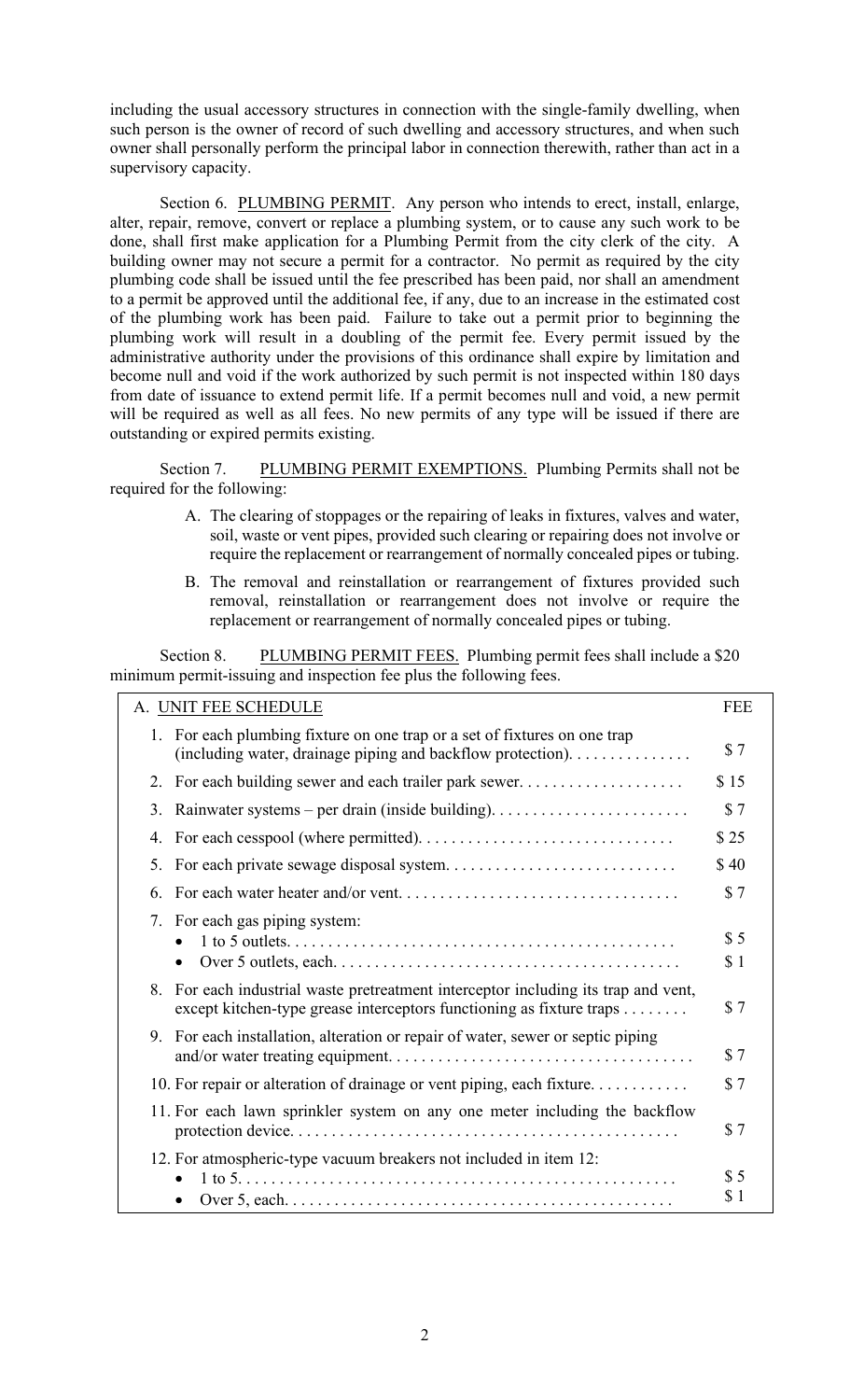including the usual accessory structures in connection with the single-family dwelling, when such person is the owner of record of such dwelling and accessory structures, and when such owner shall personally perform the principal labor in connection therewith, rather than act in a supervisory capacity.

Section 6. PLUMBING PERMIT. Any person who intends to erect, install, enlarge, alter, repair, remove, convert or replace a plumbing system, or to cause any such work to be done, shall first make application for a Plumbing Permit from the city clerk of the city. A building owner may not secure a permit for a contractor. No permit as required by the city plumbing code shall be issued until the fee prescribed has been paid, nor shall an amendment to a permit be approved until the additional fee, if any, due to an increase in the estimated cost of the plumbing work has been paid. Failure to take out a permit prior to beginning the plumbing work will result in a doubling of the permit fee. Every permit issued by the administrative authority under the provisions of this ordinance shall expire by limitation and become null and void if the work authorized by such permit is not inspected within 180 days from date of issuance to extend permit life. If a permit becomes null and void, a new permit will be required as well as all fees. No new permits of any type will be issued if there are outstanding or expired permits existing.

Section 7. PLUMBING PERMIT EXEMPTIONS. Plumbing Permits shall not be required for the following:

A. The clearing of stoppages or the repairing of leaks in fixtures, valves and water, soil, waste or vent pipes, provided such clearing or repairing does not involve or require the replacement or rearrangement of normally concealed pipes or tubing.

B. The removal and reinstallation or rearrangement of fixtures provided such removal, reinstallation or rearrangement does not involve or require the replacement or rearrangement of normally concealed pipes or tubing.

Section 8. PLUMBING PERMIT FEES. Plumbing permit fees shall include a $20 minimum permit-issuing and inspection fee plus the following fees.

| A. UNIT FEE SCHEDULE | FEE |
|---|---|
| 1. For each plumbing fixture on one trap or a set of fixtures on one trap (including water, drainage piping and backflow protection). . . . . . . . . . . . . . | $ 7 |
| 2. For each building sewer and each trailer park sewer. . . . . . . . . . . . . . . . . . . . | $ 15 |
| 3. Rainwater systems – per drain (inside building). . . . . . . . . . . . . . . . . . . . . . . . | $ 7 |
| 4. For each cesspool (where permitted). . . . . . . . . . . . . . . . . . . . . . . . . . . . . . | $ 25 |
| 5. For each private sewage disposal system. . . . . . . . . . . . . . . . . . . . . . . . . . . . | $ 40 |
| 6. For each water heater and/or vent. . . . . . . . . . . . . . . . . . . . . . . . . . . . . . . . . | $ 7 |
| 7. For each gas piping system: | |
| • 1 to 5 outlets. . . . . . . . . . . . . . . . . . . . . . . . . . . . . . . . . . . . . . . . . . . . . . . | $ 5 |
| • Over 5 outlets, each. . . . . . . . . . . . . . . . . . . . . . . . . . . . . . . . . . . . . . . . . | $ 1 |
| 8. For each industrial waste pretreatment interceptor including its trap and vent, except kitchen-type grease interceptors functioning as fixture traps . . . . . . . . | $ 7 |
| 9. For each installation, alteration or repair of water, sewer or septic piping and/or water treating equipment. . . . . . . . . . . . . . . . . . . . . . . . . . . . . . . . . . . . . | $ 7 |
| 10. For repair or alteration of drainage or vent piping, each fixture. . . . . . . . . . . | $ 7 |
| 11. For each lawn sprinkler system on any one meter including the backflow protection device. . . . . . . . . . . . . . . . . . . . . . . . . . . . . . . . . . . . . . . . . . . . . . | $ 7 |
| 12. For atmospheric-type vacuum breakers not included in item 12: | |
| • 1 to 5. . . . . . . . . . . . . . . . . . . . . . . . . . . . . . . . . . . . . . . . . . . . . . . . . . . . | $ 5 |
| • Over 5, each. . . . . . . . . . . . . . . . . . . . . . . . . . . . . . . . . . . . . . . . . . . . . . | $ 1 |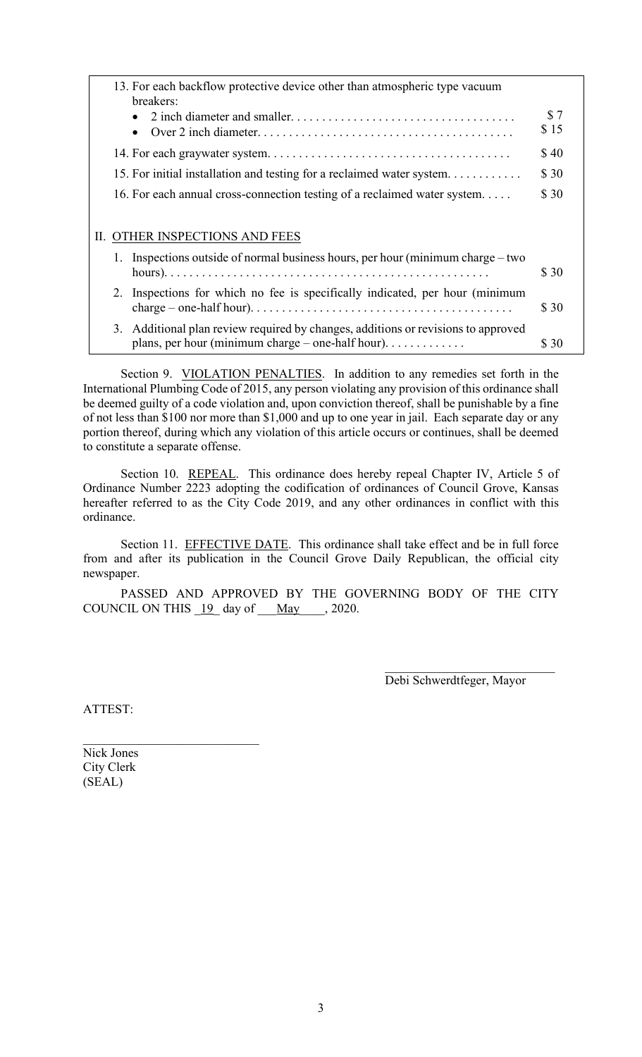| | |
|---|---|
| 13. For each backflow protective device other than atmospheric type vacuum breakers: | |
| • 2 inch diameter and smaller. . . . . . . . . . . . . . . . . . . . . . . . . . . . . . . . . . . . | $ 7 |
| • Over 2 inch diameter. . . . . . . . . . . . . . . . . . . . . . . . . . . . . . . . . . . . . . . . | $ 15 |
| 14. For each graywater system. . . . . . . . . . . . . . . . . . . . . . . . . . . . . . . . . . . . . . | $ 40 |
| 15. For initial installation and testing for a reclaimed water system. . . . . . . . . . . . | $ 30 |
| 16. For each annual cross-connection testing of a reclaimed water system. . . . . | $ 30 |
| II. OTHER INSPECTIONS AND FEES | |
| 1. Inspections outside of normal business hours, per hour (minimum charge – two hours). . . . . . . . . . . . . . . . . . . . . . . . . . . . . . . . . . . . . . . . . . . . . . . . . . . | $ 30 |
| 2. Inspections for which no fee is specifically indicated, per hour (minimum charge – one-half hour). . . . . . . . . . . . . . . . . . . . . . . . . . . . . . . . . . . . . . . . . | $ 30 |
| 3. Additional plan review required by changes, additions or revisions to approved plans, per hour (minimum charge – one-half hour). . . . . . . . . . . . . | $ 30 |

Section 9. VIOLATION PENALTIES. In addition to any remedies set forth in the International Plumbing Code of 2015, any person violating any provision of this ordinance shall be deemed guilty of a code violation and, upon conviction thereof, shall be punishable by a fine of not less than $100 nor more than $1,000 and up to one year in jail. Each separate day or any portion thereof, during which any violation of this article occurs or continues, shall be deemed to constitute a separate offense.

Section 10. REPEAL. This ordinance does hereby repeal Chapter IV, Article 5 of Ordinance Number 2223 adopting the codification of ordinances of Council Grove, Kansas hereafter referred to as the City Code 2019, and any other ordinances in conflict with this ordinance.

Section 11. EFFECTIVE DATE. This ordinance shall take effect and be in full force from and after its publication in the Council Grove Daily Republican, the official city newspaper.

PASSED AND APPROVED BY THE GOVERNING BODY OF THE CITY COUNCIL ON THIS 19 day of May, 2020.

\_\_\_\_\_\_\_\_\_\_\_\_\_\_\_\_\_\_\_\_\_\_\_\_\_\_
Debi Schwerdtfeger, Mayor

ATTEST:

\_\_\_\_\_\_\_\_\_\_\_\_\_\_\_\_\_\_\_\_\_\_\_\_\_\_
Nick Jones
City Clerk
(SEAL)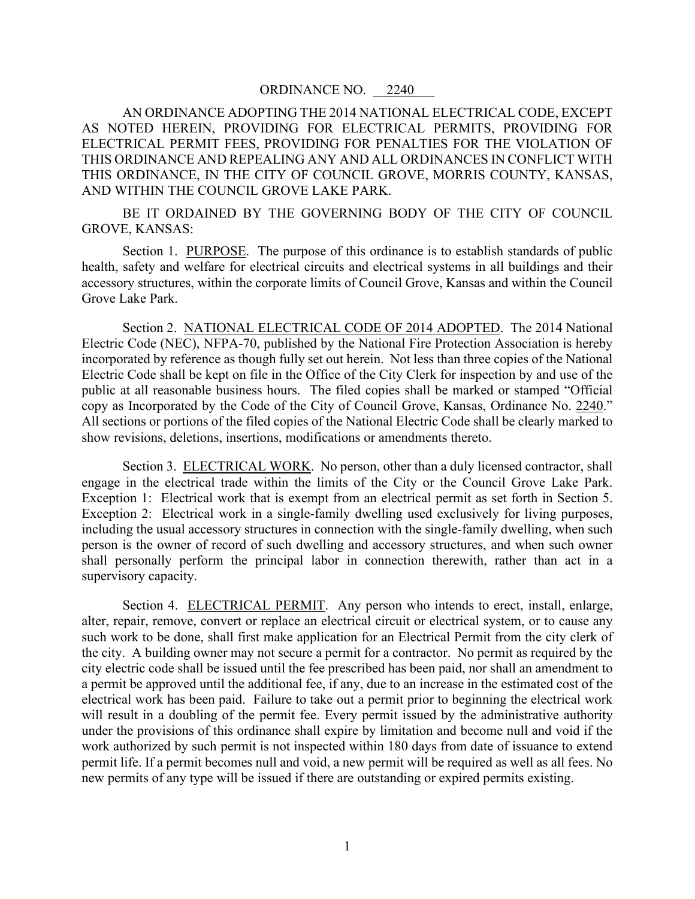ORDINANCE NO. 2240

AN ORDINANCE ADOPTING THE 2014 NATIONAL ELECTRICAL CODE, EXCEPT AS NOTED HEREIN, PROVIDING FOR ELECTRICAL PERMITS, PROVIDING FOR ELECTRICAL PERMIT FEES, PROVIDING FOR PENALTIES FOR THE VIOLATION OF THIS ORDINANCE AND REPEALING ANY AND ALL ORDINANCES IN CONFLICT WITH THIS ORDINANCE, IN THE CITY OF COUNCIL GROVE, MORRIS COUNTY, KANSAS, AND WITHIN THE COUNCIL GROVE LAKE PARK.

BE IT ORDAINED BY THE GOVERNING BODY OF THE CITY OF COUNCIL GROVE, KANSAS:

Section 1. PURPOSE. The purpose of this ordinance is to establish standards of public health, safety and welfare for electrical circuits and electrical systems in all buildings and their accessory structures, within the corporate limits of Council Grove, Kansas and within the Council Grove Lake Park.

Section 2. NATIONAL ELECTRICAL CODE OF 2014 ADOPTED. The 2014 National Electric Code (NEC), NFPA-70, published by the National Fire Protection Association is hereby incorporated by reference as though fully set out herein. Not less than three copies of the National Electric Code shall be kept on file in the Office of the City Clerk for inspection by and use of the public at all reasonable business hours. The filed copies shall be marked or stamped "Official copy as Incorporated by the Code of the City of Council Grove, Kansas, Ordinance No. 2240." All sections or portions of the filed copies of the National Electric Code shall be clearly marked to show revisions, deletions, insertions, modifications or amendments thereto.

Section 3. ELECTRICAL WORK. No person, other than a duly licensed contractor, shall engage in the electrical trade within the limits of the City or the Council Grove Lake Park. Exception 1: Electrical work that is exempt from an electrical permit as set forth in Section 5. Exception 2: Electrical work in a single-family dwelling used exclusively for living purposes, including the usual accessory structures in connection with the single-family dwelling, when such person is the owner of record of such dwelling and accessory structures, and when such owner shall personally perform the principal labor in connection therewith, rather than act in a supervisory capacity.

Section 4. ELECTRICAL PERMIT. Any person who intends to erect, install, enlarge, alter, repair, remove, convert or replace an electrical circuit or electrical system, or to cause any such work to be done, shall first make application for an Electrical Permit from the city clerk of the city. A building owner may not secure a permit for a contractor. No permit as required by the city electric code shall be issued until the fee prescribed has been paid, nor shall an amendment to a permit be approved until the additional fee, if any, due to an increase in the estimated cost of the electrical work has been paid. Failure to take out a permit prior to beginning the electrical work will result in a doubling of the permit fee. Every permit issued by the administrative authority under the provisions of this ordinance shall expire by limitation and become null and void if the work authorized by such permit is not inspected within 180 days from date of issuance to extend permit life. If a permit becomes null and void, a new permit will be required as well as all fees. No new permits of any type will be issued if there are outstanding or expired permits existing.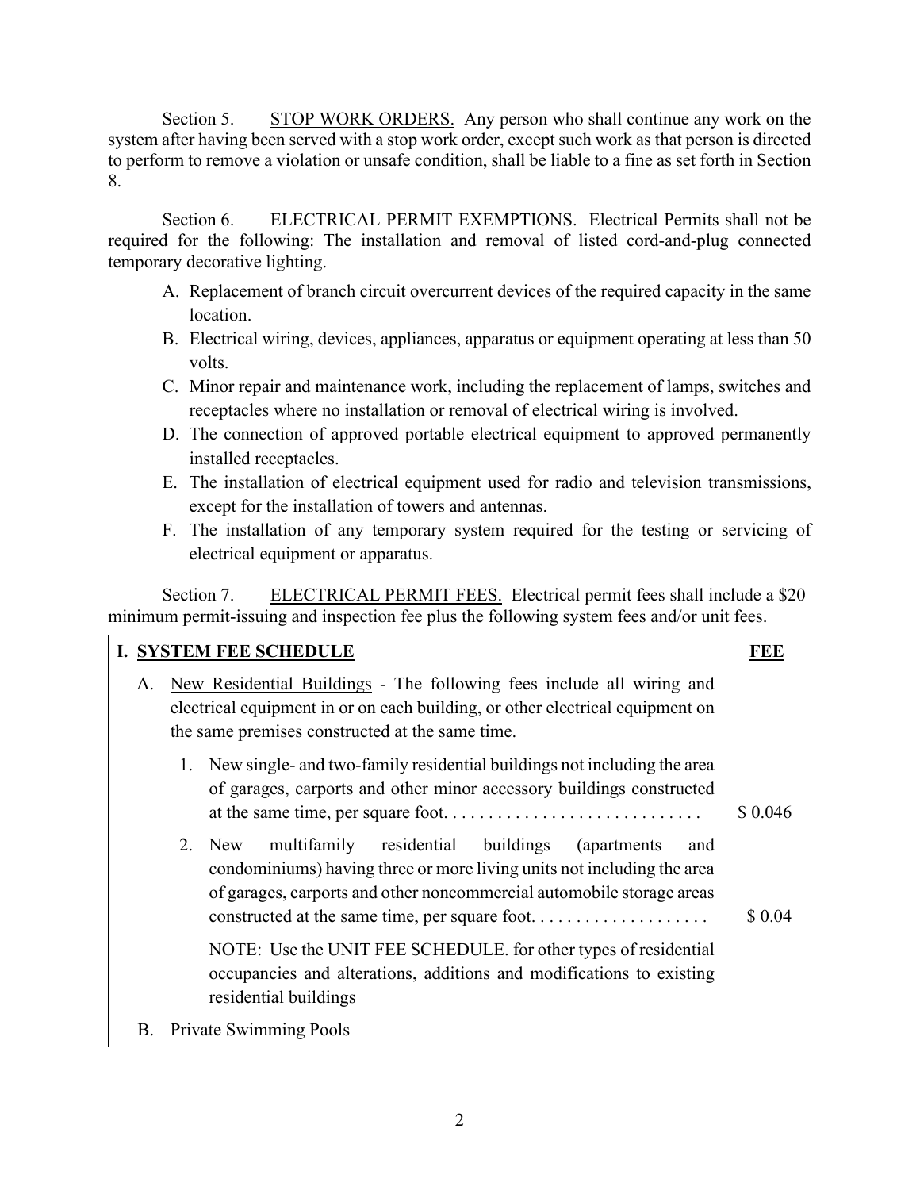Section 5. <u>STOP WORK ORDERS.</u> Any person who shall continue any work on the system after having been served with a stop work order, except such work as that person is directed to perform to remove a violation or unsafe condition, shall be liable to a fine as set forth in Section 8.

Section 6. <u>ELECTRICAL PERMIT EXEMPTIONS.</u> Electrical Permits shall not be required for the following: The installation and removal of listed cord-and-plug connected temporary decorative lighting.

A. Replacement of branch circuit overcurrent devices of the required capacity in the same location.
B. Electrical wiring, devices, appliances, apparatus or equipment operating at less than 50 volts.
C. Minor repair and maintenance work, including the replacement of lamps, switches and receptacles where no installation or removal of electrical wiring is involved.
D. The connection of approved portable electrical equipment to approved permanently installed receptacles.
E. The installation of electrical equipment used for radio and television transmissions, except for the installation of towers and antennas.
F. The installation of any temporary system required for the testing or servicing of electrical equipment or apparatus.

Section 7. <u>ELECTRICAL PERMIT FEES.</u> Electrical permit fees shall include a $20 minimum permit-issuing and inspection fee plus the following system fees and/or unit fees.

| I. SYSTEM FEE SCHEDULE | FEE |
|---|---|
| A. New Residential Buildings - The following fees include all wiring and electrical equipment in or on each building, or other electrical equipment on the same premises constructed at the same time. | |
| 1. New single- and two-family residential buildings not including the area of garages, carports and other minor accessory buildings constructed at the same time, per square foot. . . . . . . . . . . . . . . . . . . . . . . . . . . . . | $ 0.046 |
| 2. New multifamily residential buildings (apartments and condominiums) having three or more living units not including the area of garages, carports and other noncommercial automobile storage areas constructed at the same time, per square foot. . . . . . . . . . . . . . . . . . . . | $ 0.04 |
| NOTE: Use the UNIT FEE SCHEDULE. for other types of residential occupancies and alterations, additions and modifications to existing residential buildings | |
| B. Private Swimming Pools | |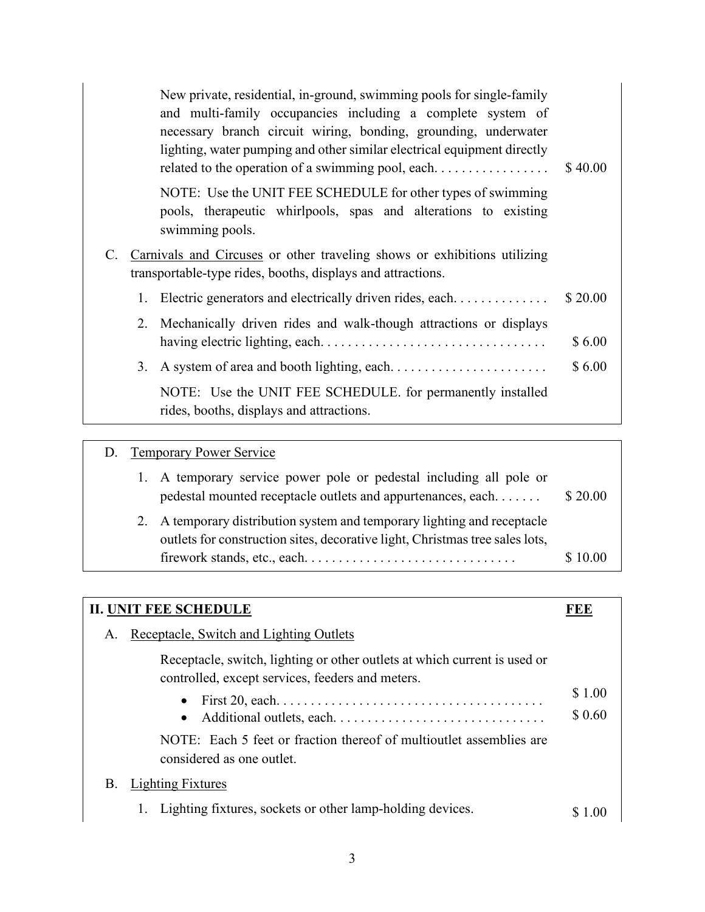New private, residential, in-ground, swimming pools for single-family and multi-family occupancies including a complete system of necessary branch circuit wiring, bonding, grounding, underwater lighting, water pumping and other similar electrical equipment directly related to the operation of a swimming pool, each. . . . . . . . . . . . . . . . $ 40.00

NOTE: Use the UNIT FEE SCHEDULE for other types of swimming pools, therapeutic whirlpools, spas and alterations to existing swimming pools.

C. Carnivals and Circuses or other traveling shows or exhibitions utilizing transportable-type rides, booths, displays and attractions.

1. Electric generators and electrically driven rides, each. . . . . . . . . . . . . . $ 20.00
2. Mechanically driven rides and walk-though attractions or displays having electric lighting, each. . . . . . . . . . . . . . . . . . . . . . . . . . . . . . . . $ 6.00
3. A system of area and booth lighting, each. . . . . . . . . . . . . . . . . . . . . . . $ 6.00

NOTE: Use the UNIT FEE SCHEDULE. for permanently installed rides, booths, displays and attractions.

D. Temporary Power Service

1. A temporary service power pole or pedestal including all pole or pedestal mounted receptacle outlets and appurtenances, each. . . . . . . $ 20.00
2. A temporary distribution system and temporary lighting and receptacle outlets for construction sites, decorative light, Christmas tree sales lots, firework stands, etc., each. . . . . . . . . . . . . . . . . . . . . . . . . . . . . . $ 10.00

## II. UNIT FEE SCHEDULE — FEE

A. Receptacle, Switch and Lighting Outlets

Receptacle, switch, lighting or other outlets at which current is used or controlled, except services, feeders and meters.

- First 20, each. . . . . . . . . . . . . . . . . . . . . . . . . . . . . . . . . . . . . . . $ 1.00
- Additional outlets, each. . . . . . . . . . . . . . . . . . . . . . . . . . . . . . $ 0.60

NOTE: Each 5 feet or fraction thereof of multioutlet assemblies are considered as one outlet.

B. Lighting Fixtures

1. Lighting fixtures, sockets or other lamp-holding devices. $ 1.00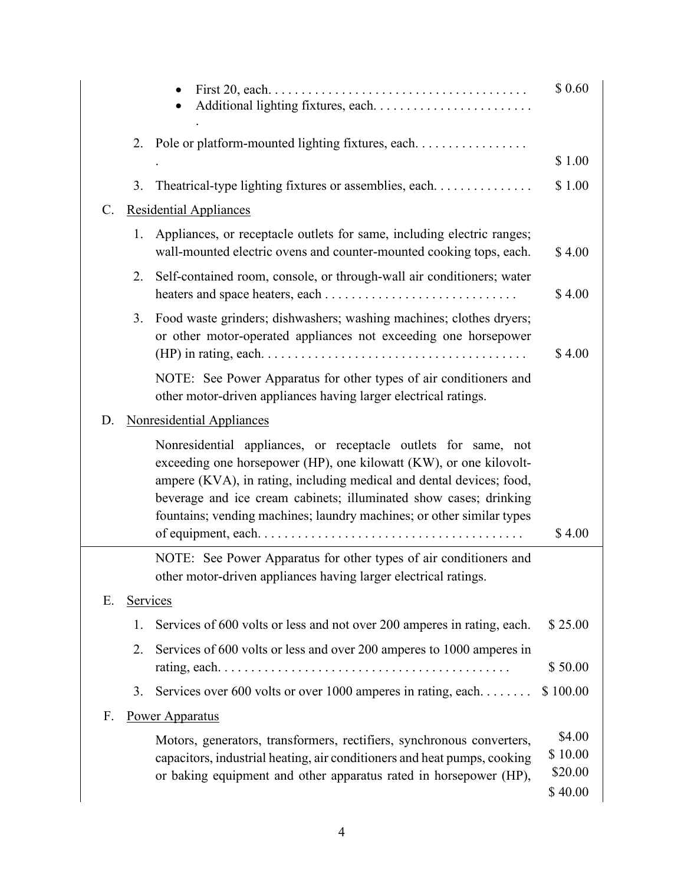- First 20, each. . . . . . . . . . . . . . . . . . . . . . . . . . . . . . . . . . . . . . . $ 0.60
- Additional lighting fixtures, each. . . . . . . . . . . . . . . . . . . . . . . . .

2. Pole or platform-mounted lighting fixtures, each. . . . . . . . . . . . . . . . . $ 1.00

3. Theatrical-type lighting fixtures or assemblies, each. . . . . . . . . . . . . . $ 1.00

C. Residential Appliances

1. Appliances, or receptacle outlets for same, including electric ranges; wall-mounted electric ovens and counter-mounted cooking tops, each. $ 4.00

2. Self-contained room, console, or through-wall air conditioners; water heaters and space heaters, each . . . . . . . . . . . . . . . . . . . . . . . . . . . . . $ 4.00

3. Food waste grinders; dishwashers; washing machines; clothes dryers; or other motor-operated appliances not exceeding one horsepower (HP) in rating, each. . . . . . . . . . . . . . . . . . . . . . . . . . . . . . . . . . . . . . . $ 4.00

NOTE: See Power Apparatus for other types of air conditioners and other motor-driven appliances having larger electrical ratings.

D. Nonresidential Appliances

Nonresidential appliances, or receptacle outlets for same, not exceeding one horsepower (HP), one kilowatt (KW), or one kilovolt-ampere (KVA), in rating, including medical and dental devices; food, beverage and ice cream cabinets; illuminated show cases; drinking fountains; vending machines; laundry machines; or other similar types of equipment, each. . . . . . . . . . . . . . . . . . . . . . . . . . . . . . . . . . . . . . . $ 4.00

NOTE: See Power Apparatus for other types of air conditioners and other motor-driven appliances having larger electrical ratings.

E. Services

1. Services of 600 volts or less and not over 200 amperes in rating, each. $ 25.00

2. Services of 600 volts or less and over 200 amperes to 1000 amperes in rating, each. . . . . . . . . . . . . . . . . . . . . . . . . . . . . . . . . . . . . . . . . . . $ 50.00

3. Services over 600 volts or over 1000 amperes in rating, each. . . . . . . . $ 100.00

F. Power Apparatus

Motors, generators, transformers, rectifiers, synchronous converters, capacitors, industrial heating, air conditioners and heat pumps, cooking or baking equipment and other apparatus rated in horsepower (HP), $4.00 $ 10.00 $20.00 $ 40.00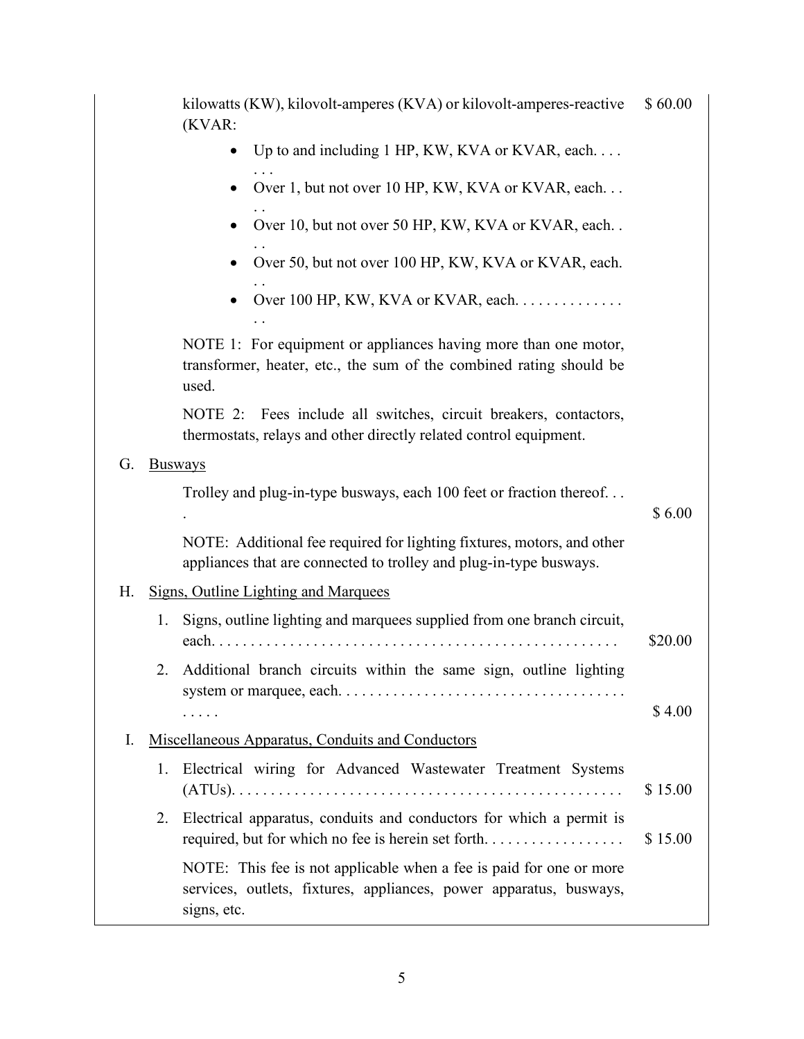kilowatts (KW), kilovolt-amperes (KVA) or kilovolt-amperes-reactive (KVAR: $ 60.00

- Up to and including 1 HP, KW, KVA or KVAR, each. . . . . . .
- Over 1, but not over 10 HP, KW, KVA or KVAR, each. . . . .
- Over 10, but not over 50 HP, KW, KVA or KVAR, each. . . .
- Over 50, but not over 100 HP, KW, KVA or KVAR, each. . .
- Over 100 HP, KW, KVA or KVAR, each. . . . . . . . . . . . . . .

NOTE 1: For equipment or appliances having more than one motor, transformer, heater, etc., the sum of the combined rating should be used.

NOTE 2: Fees include all switches, circuit breakers, contactors, thermostats, relays and other directly related control equipment.

G. Busways

Trolley and plug-in-type busways, each 100 feet or fraction thereof. . . . $ 6.00

NOTE: Additional fee required for lighting fixtures, motors, and other appliances that are connected to trolley and plug-in-type busways.

H. Signs, Outline Lighting and Marquees

1. Signs, outline lighting and marquees supplied from one branch circuit, each. . . . . . . . . . . . . . . . . . . . . . . . . . . . . . . . . . . . . . . . . . . . . . . . . . . $20.00
2. Additional branch circuits within the same sign, outline lighting system or marquee, each. . . . . . . . . . . . . . . . . . . . . . . . . . . . . . . . . . . . . . . . . $ 4.00

I. Miscellaneous Apparatus, Conduits and Conductors

1. Electrical wiring for Advanced Wastewater Treatment Systems (ATUs). . . . . . . . . . . . . . . . . . . . . . . . . . . . . . . . . . . . . . . . . . . . . . . . . $ 15.00
2. Electrical apparatus, conduits and conductors for which a permit is required, but for which no fee is herein set forth. . . . . . . . . . . . . . . . . . $ 15.00

NOTE: This fee is not applicable when a fee is paid for one or more services, outlets, fixtures, appliances, power apparatus, busways, signs, etc.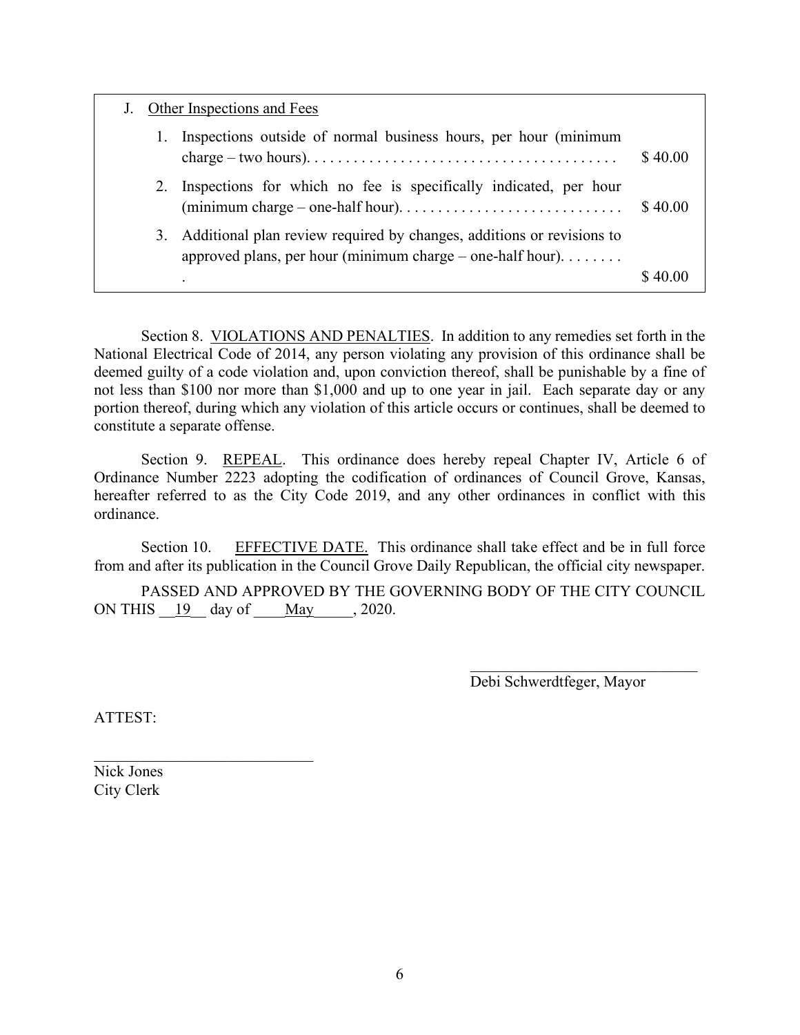| | |
|---|---|
| J. <u>Other Inspections and Fees</u> | |
| 1. Inspections outside of normal business hours, per hour (minimum charge – two hours). . . . . . . . . . . . . . . . . . . . . . . . . . . . . . . . . . . . . . . . | $ 40.00 |
| 2. Inspections for which no fee is specifically indicated, per hour (minimum charge – one-half hour). . . . . . . . . . . . . . . . . . . . . . . . . . . . . | $ 40.00 |
| 3. Additional plan review required by changes, additions or revisions to approved plans, per hour (minimum charge – one-half hour). . . . . . . . . | $ 40.00 |

Section 8. <u>VIOLATIONS AND PENALTIES</u>. In addition to any remedies set forth in the National Electrical Code of 2014, any person violating any provision of this ordinance shall be deemed guilty of a code violation and, upon conviction thereof, shall be punishable by a fine of not less than $100 nor more than $1,000 and up to one year in jail. Each separate day or any portion thereof, during which any violation of this article occurs or continues, shall be deemed to constitute a separate offense.

Section 9. <u>REPEAL</u>. This ordinance does hereby repeal Chapter IV, Article 6 of Ordinance Number 2223 adopting the codification of ordinances of Council Grove, Kansas, hereafter referred to as the City Code 2019, and any other ordinances in conflict with this ordinance.

Section 10. <u>EFFECTIVE DATE.</u> This ordinance shall take effect and be in full force from and after its publication in the Council Grove Daily Republican, the official city newspaper.

PASSED AND APPROVED BY THE GOVERNING BODY OF THE CITY COUNCIL ON THIS __19__ day of ____May_____, 2020.

______________________________
Debi Schwerdtfeger, Mayor

ATTEST:

______________________________
Nick Jones
City Clerk